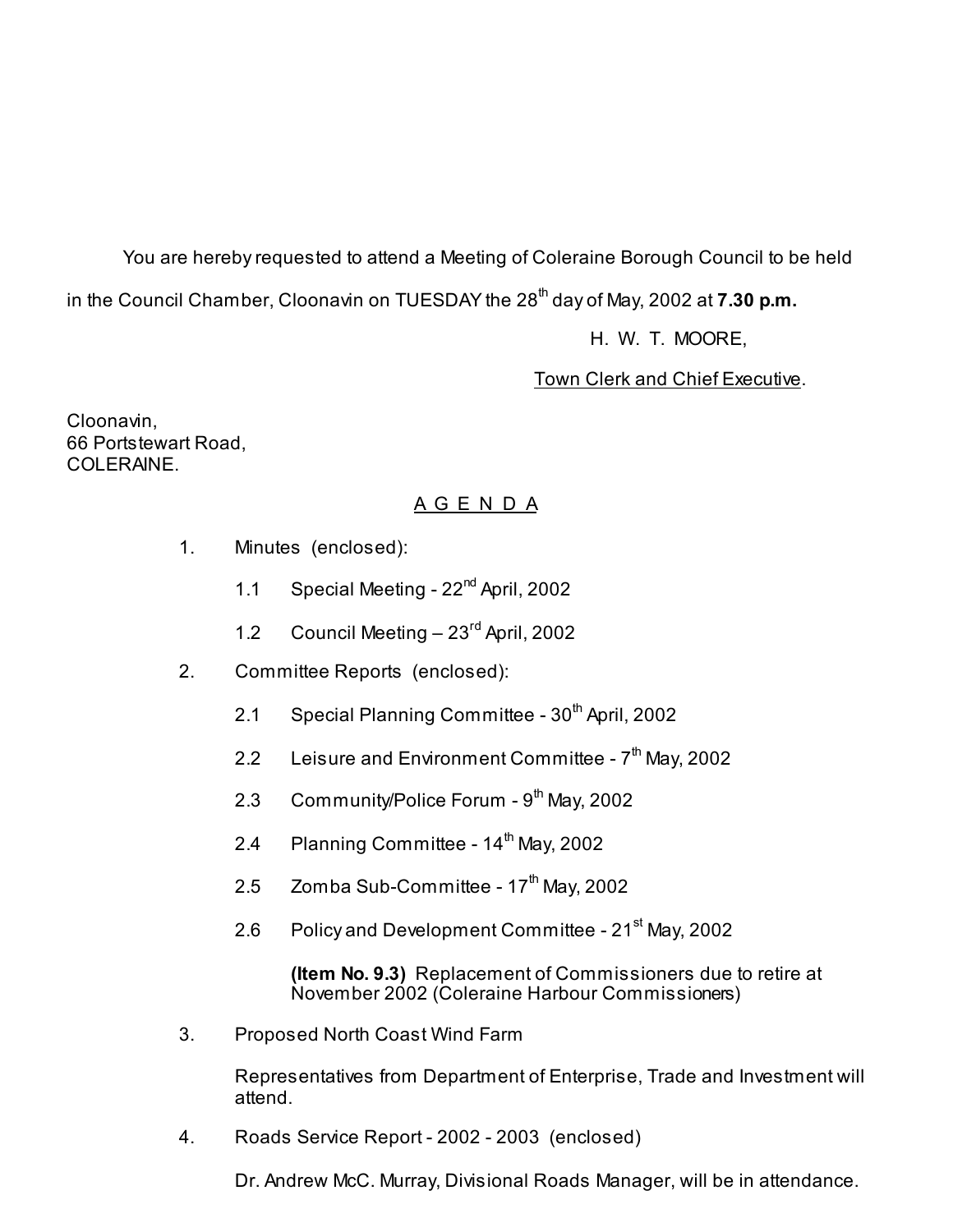You are hereby requested to attend a Meeting of Coleraine Borough Council to be held in the Council Chamber, Cloonavin on TUESDAY the 28th day of May, 2002 at **7.30 p.m.**

H. W. T. MOORE,

Town Clerk and Chief Executive.

Cloonavin,
66 Portstewart Road,
COLERAINE.

## A G E N D A

1. Minutes (enclosed):

   1.1 Special Meeting - 22nd April, 2002

   1.2 Council Meeting – 23rd April, 2002

2. Committee Reports (enclosed):

   2.1 Special Planning Committee - 30th April, 2002

   2.2 Leisure and Environment Committee - 7th May, 2002

   2.3 Community/Police Forum - 9th May, 2002

   2.4 Planning Committee - 14th May, 2002

   2.5 Zomba Sub-Committee - 17th May, 2002

   2.6 Policy and Development Committee - 21st May, 2002

   **(Item No. 9.3)** Replacement of Commissioners due to retire at November 2002 (Coleraine Harbour Commissioners)

3. Proposed North Coast Wind Farm

   Representatives from Department of Enterprise, Trade and Investment will attend.

4. Roads Service Report - 2002 - 2003 (enclosed)

   Dr. Andrew McC. Murray, Divisional Roads Manager, will be in attendance.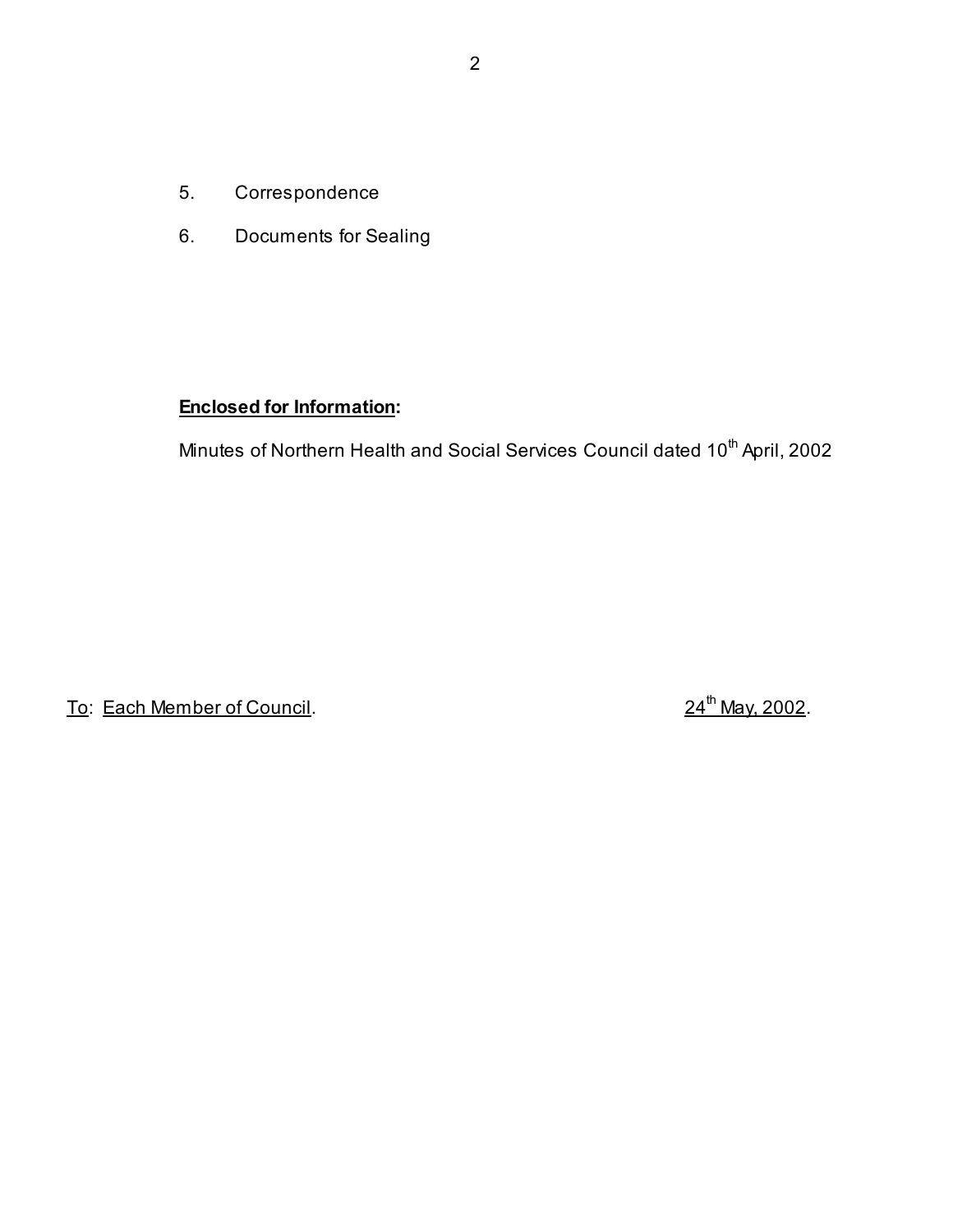5. Correspondence

6. Documents for Sealing

**Enclosed for Information:**

Minutes of Northern Health and Social Services Council dated 10th April, 2002

To: Each Member of Council. 24th May, 2002.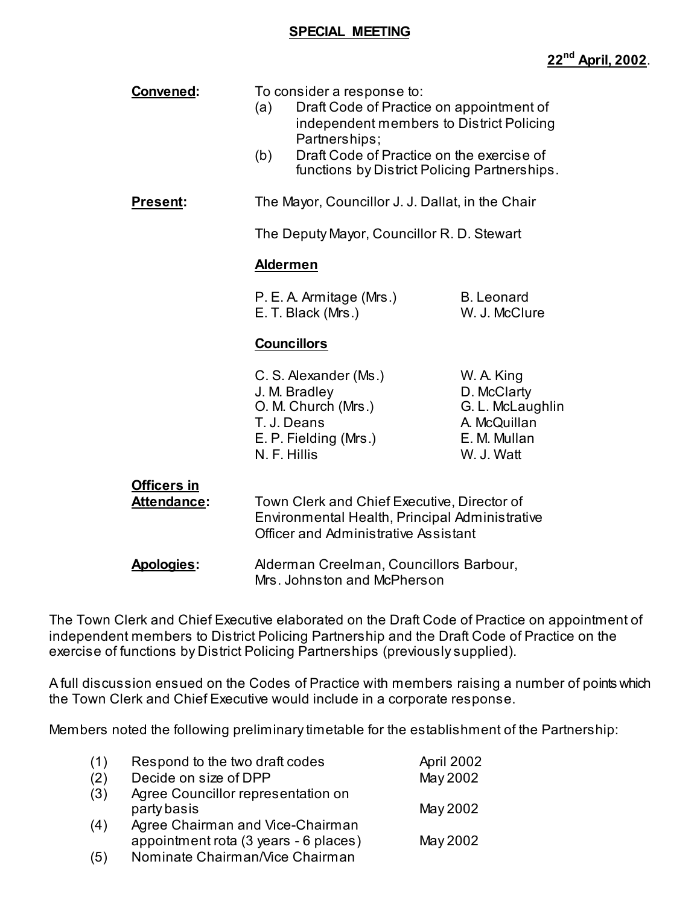**SPECIAL MEETING**

**22nd April, 2002**.

**Convened**: To consider a response to:

(a) Draft Code of Practice on appointment of independent members to District Policing Partnerships;

(b) Draft Code of Practice on the exercise of functions by District Policing Partnerships.

**Present**: The Mayor, Councillor J. J. Dallat, in the Chair

The Deputy Mayor, Councillor R. D. Stewart

**Aldermen**

| | |
|---|---|
| P. E. A. Armitage (Mrs.) | B. Leonard |
| E. T. Black (Mrs.) | W. J. McClure |

**Councillors**

| | |
|---|---|
| C. S. Alexander (Ms.) | W. A. King |
| J. M. Bradley | D. McClarty |
| O. M. Church (Mrs.) | G. L. McLaughlin |
| T. J. Deans | A. McQuillan |
| E. P. Fielding (Mrs.) | E. M. Mullan |
| N. F. Hillis | W. J. Watt |

**Officers in Attendance**: Town Clerk and Chief Executive, Director of Environmental Health, Principal Administrative Officer and Administrative Assistant

**Apologies**: Alderman Creelman, Councillors Barbour, Mrs. Johnston and McPherson

The Town Clerk and Chief Executive elaborated on the Draft Code of Practice on appointment of independent members to District Policing Partnership and the Draft Code of Practice on the exercise of functions by District Policing Partnerships (previously supplied).

A full discussion ensued on the Codes of Practice with members raising a number of points which the Town Clerk and Chief Executive would include in a corporate response.

Members noted the following preliminary timetable for the establishment of the Partnership:

| | | |
|---|---|---|
| (1) | Respond to the two draft codes | April 2002 |
| (2) | Decide on size of DPP | May 2002 |
| (3) | Agree Councillor representation on party basis | May 2002 |
| (4) | Agree Chairman and Vice-Chairman appointment rota (3 years - 6 places) | May 2002 |
| (5) | Nominate Chairman/Vice Chairman | |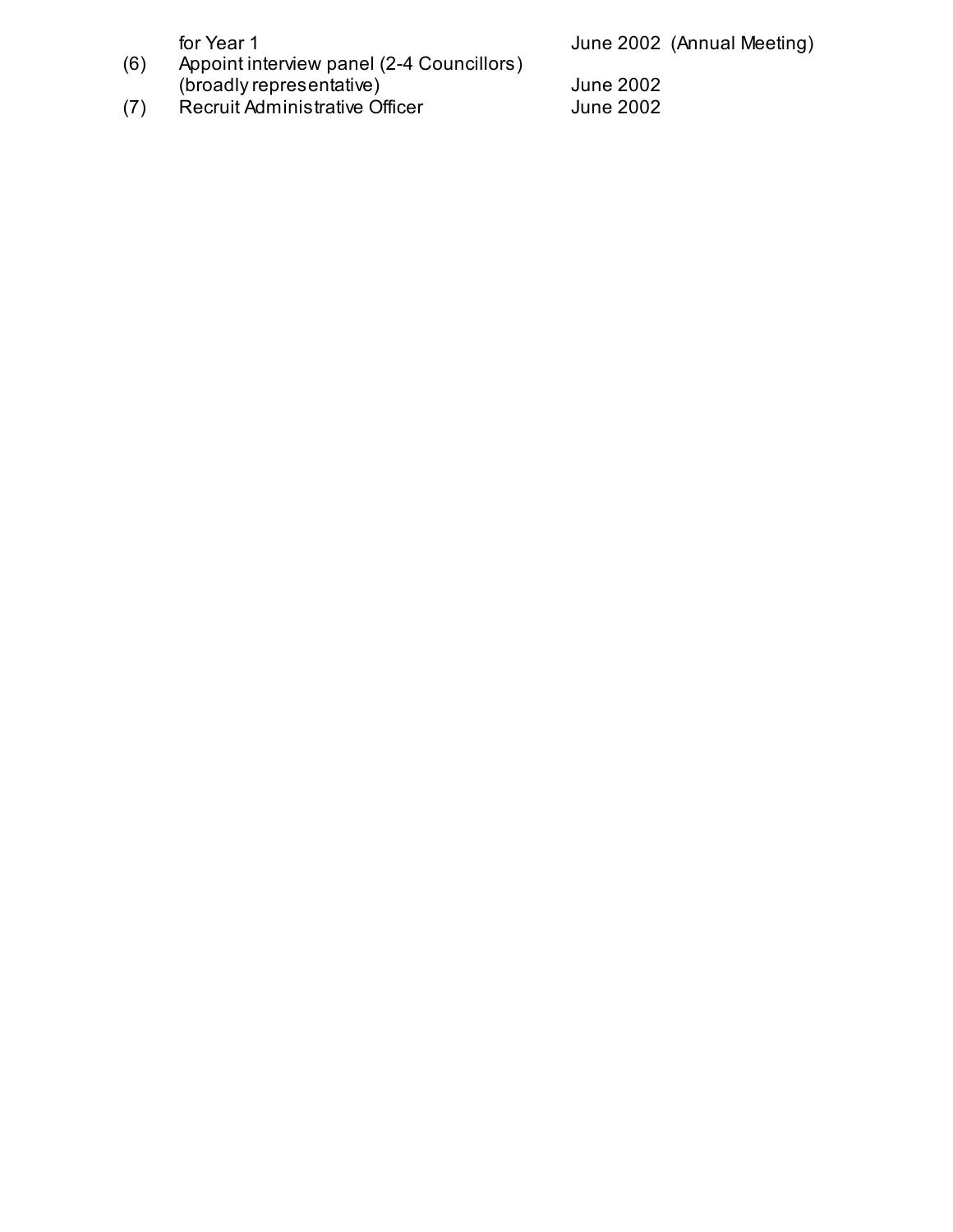| | | |
|---|---|---|
| | for Year 1 | June 2002 (Annual Meeting) |
| (6) | Appoint interview panel (2-4 Councillors) (broadly representative) | June 2002 |
| (7) | Recruit Administrative Officer | June 2002 |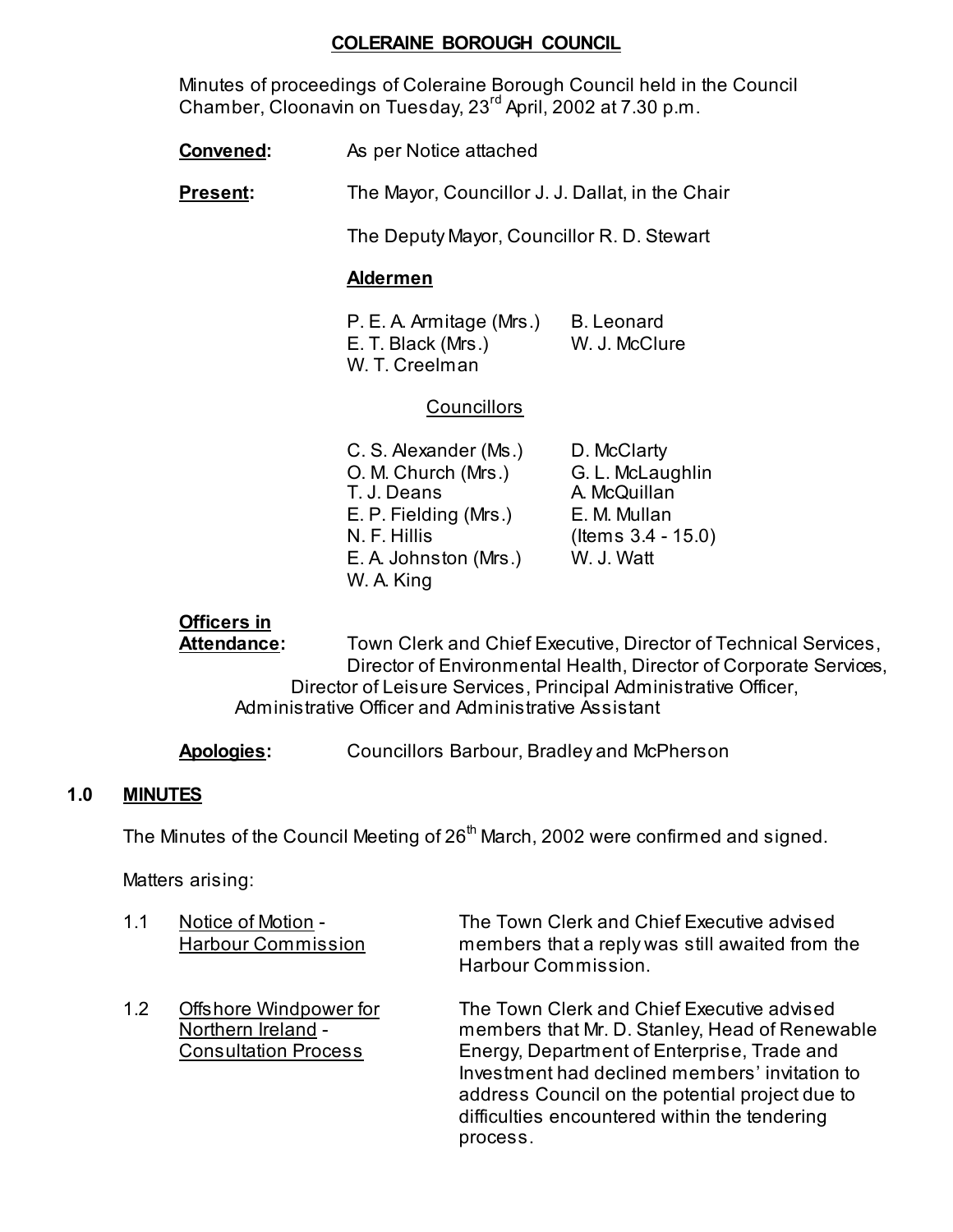# COLERAINE BOROUGH COUNCIL

Minutes of proceedings of Coleraine Borough Council held in the Council Chamber, Cloonavin on Tuesday, 23rd April, 2002 at 7.30 p.m.

**Convened:** As per Notice attached

**Present:** The Mayor, Councillor J. J. Dallat, in the Chair

The Deputy Mayor, Councillor R. D. Stewart

**Aldermen**

P. E. A. Armitage (Mrs.)
E. T. Black (Mrs.)
W. T. Creelman
B. Leonard
W. J. McClure

Councillors

C. S. Alexander (Ms.)
O. M. Church (Mrs.)
T. J. Deans
E. P. Fielding (Mrs.)
N. F. Hillis
E. A. Johnston (Mrs.)
W. A. King
D. McClarty
G. L. McLaughlin
A. McQuillan
E. M. Mullan (Items 3.4 - 15.0)
W. J. Watt

**Officers in Attendance:** Town Clerk and Chief Executive, Director of Technical Services, Director of Environmental Health, Director of Corporate Services, Director of Leisure Services, Principal Administrative Officer, Administrative Officer and Administrative Assistant

**Apologies:** Councillors Barbour, Bradley and McPherson

## 1.0 MINUTES

The Minutes of the Council Meeting of 26th March, 2002 were confirmed and signed.

Matters arising:

1.1 Notice of Motion - Harbour Commission

The Town Clerk and Chief Executive advised members that a reply was still awaited from the Harbour Commission.

1.2 Offshore Windpower for Northern Ireland - Consultation Process

The Town Clerk and Chief Executive advised members that Mr. D. Stanley, Head of Renewable Energy, Department of Enterprise, Trade and Investment had declined members' invitation to address Council on the potential project due to difficulties encountered within the tendering process.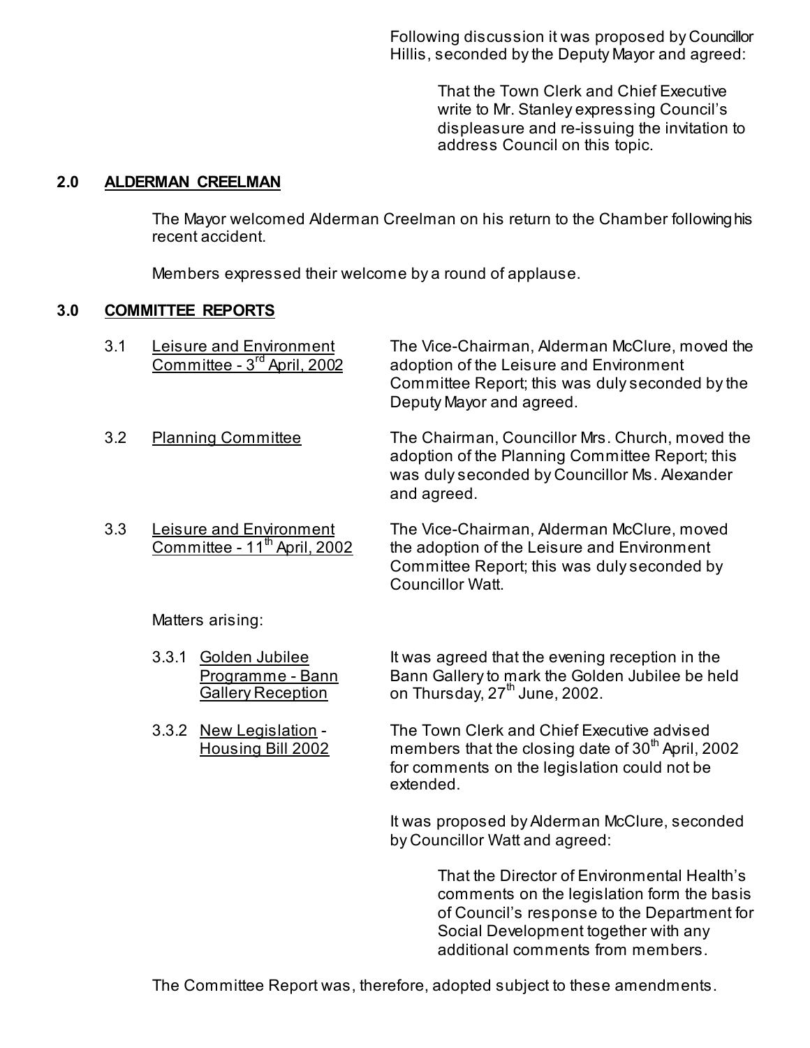Following discussion it was proposed by Councillor Hillis, seconded by the Deputy Mayor and agreed:

> That the Town Clerk and Chief Executive write to Mr. Stanley expressing Council's displeasure and re-issuing the invitation to address Council on this topic.

## 2.0 ALDERMAN CREELMAN

The Mayor welcomed Alderman Creelman on his return to the Chamber following his recent accident.

Members expressed their welcome by a round of applause.

## 3.0 COMMITTEE REPORTS

3.1 Leisure and Environment Committee - 3rd April, 2002

The Vice-Chairman, Alderman McClure, moved the adoption of the Leisure and Environment Committee Report; this was duly seconded by the Deputy Mayor and agreed.

3.2 Planning Committee

The Chairman, Councillor Mrs. Church, moved the adoption of the Planning Committee Report; this was duly seconded by Councillor Ms. Alexander and agreed.

3.3 Leisure and Environment Committee - 11th April, 2002

The Vice-Chairman, Alderman McClure, moved the adoption of the Leisure and Environment Committee Report; this was duly seconded by Councillor Watt.

Matters arising:

3.3.1 Golden Jubilee Programme - Bann Gallery Reception

It was agreed that the evening reception in the Bann Gallery to mark the Golden Jubilee be held on Thursday, 27th June, 2002.

3.3.2 New Legislation - Housing Bill 2002

The Town Clerk and Chief Executive advised members that the closing date of 30th April, 2002 for comments on the legislation could not be extended.

It was proposed by Alderman McClure, seconded by Councillor Watt and agreed:

> That the Director of Environmental Health's comments on the legislation form the basis of Council's response to the Department for Social Development together with any additional comments from members.

The Committee Report was, therefore, adopted subject to these amendments.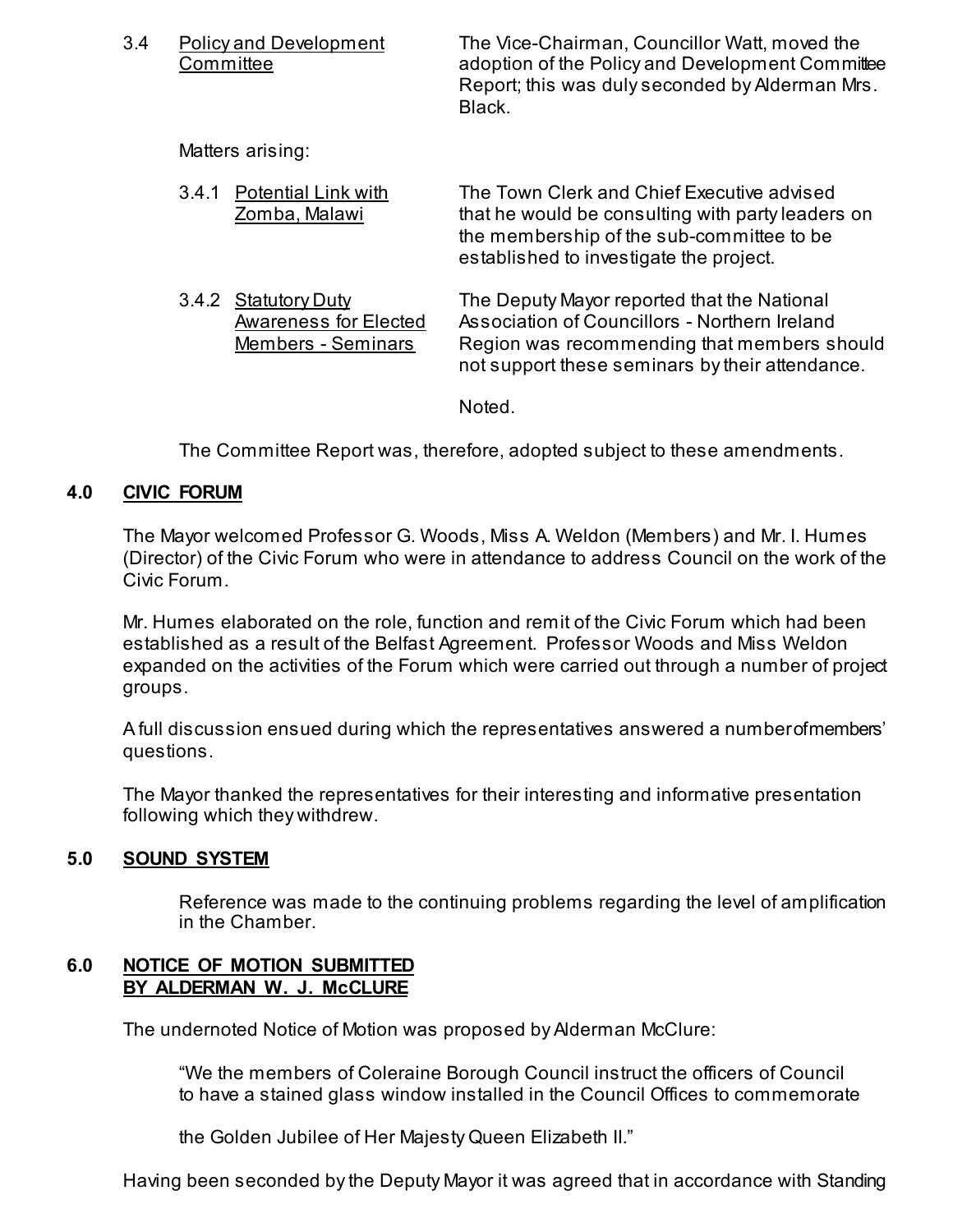3.4 Policy and Development Committee

The Vice-Chairman, Councillor Watt, moved the adoption of the Policy and Development Committee Report; this was duly seconded by Alderman Mrs. Black.

Matters arising:

3.4.1 Potential Link with Zomba, Malawi

The Town Clerk and Chief Executive advised that he would be consulting with party leaders on the membership of the sub-committee to be established to investigate the project.

3.4.2 Statutory Duty Awareness for Elected Members - Seminars

The Deputy Mayor reported that the National Association of Councillors - Northern Ireland Region was recommending that members should not support these seminars by their attendance.

Noted.

The Committee Report was, therefore, adopted subject to these amendments.

## 4.0 CIVIC FORUM

The Mayor welcomed Professor G. Woods, Miss A. Weldon (Members) and Mr. I. Humes (Director) of the Civic Forum who were in attendance to address Council on the work of the Civic Forum.

Mr. Humes elaborated on the role, function and remit of the Civic Forum which had been established as a result of the Belfast Agreement. Professor Woods and Miss Weldon expanded on the activities of the Forum which were carried out through a number of project groups.

A full discussion ensued during which the representatives answered a number of members' questions.

The Mayor thanked the representatives for their interesting and informative presentation following which they withdrew.

## 5.0 SOUND SYSTEM

Reference was made to the continuing problems regarding the level of amplification in the Chamber.

## 6.0 NOTICE OF MOTION SUBMITTED BY ALDERMAN W. J. McCLURE

The undernoted Notice of Motion was proposed by Alderman McClure:

> "We the members of Coleraine Borough Council instruct the officers of Council to have a stained glass window installed in the Council Offices to commemorate the Golden Jubilee of Her Majesty Queen Elizabeth II."

Having been seconded by the Deputy Mayor it was agreed that in accordance with Standing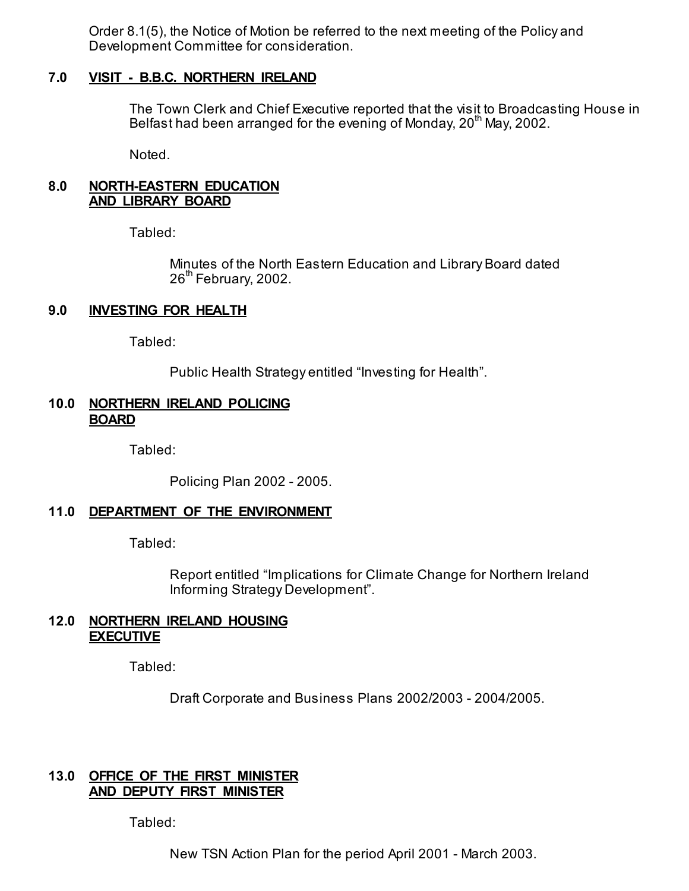Order 8.1(5), the Notice of Motion be referred to the next meeting of the Policy and Development Committee for consideration.

### 7.0 VISIT - B.B.C. NORTHERN IRELAND

The Town Clerk and Chief Executive reported that the visit to Broadcasting House in Belfast had been arranged for the evening of Monday, 20th May, 2002.

Noted.

### 8.0 NORTH-EASTERN EDUCATION AND LIBRARY BOARD

Tabled:

Minutes of the North Eastern Education and Library Board dated 26th February, 2002.

### 9.0 INVESTING FOR HEALTH

Tabled:

Public Health Strategy entitled "Investing for Health".

### 10.0 NORTHERN IRELAND POLICING BOARD

Tabled:

Policing Plan 2002 - 2005.

### 11.0 DEPARTMENT OF THE ENVIRONMENT

Tabled:

Report entitled "Implications for Climate Change for Northern Ireland Informing Strategy Development".

### 12.0 NORTHERN IRELAND HOUSING EXECUTIVE

Tabled:

Draft Corporate and Business Plans 2002/2003 - 2004/2005.

### 13.0 OFFICE OF THE FIRST MINISTER AND DEPUTY FIRST MINISTER

Tabled:

New TSN Action Plan for the period April 2001 - March 2003.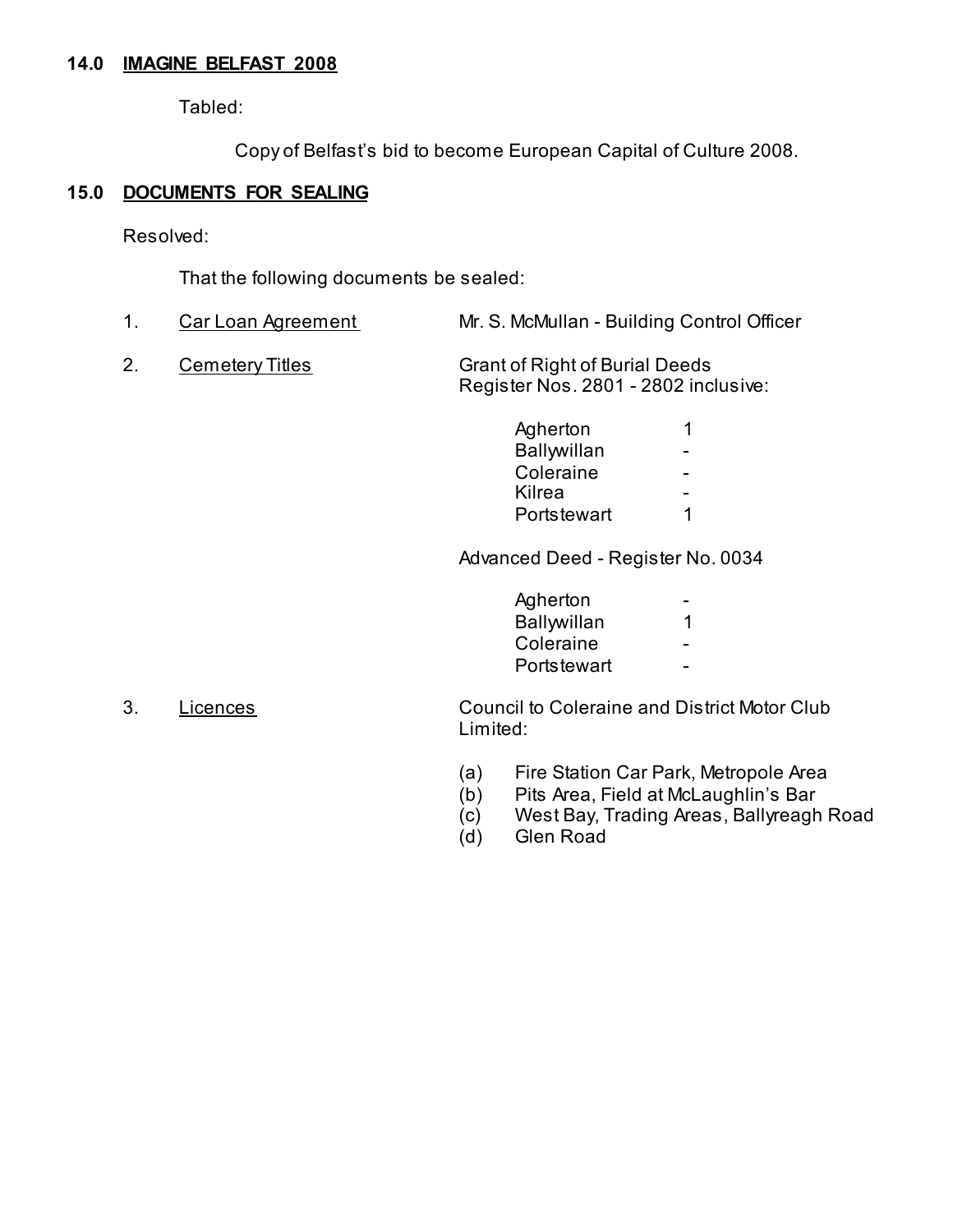## 14.0 IMAGINE BELFAST 2008

Tabled:

Copy of Belfast's bid to become European Capital of Culture 2008.

## 15.0 DOCUMENTS FOR SEALING

Resolved:

That the following documents be sealed:

1. Car Loan Agreement — Mr. S. McMullan - Building Control Officer

2. Cemetery Titles — Grant of Right of Burial Deeds
   Register Nos. 2801 - 2802 inclusive:

   | | |
   |---|---|
   | Agherton | 1 |
   | Ballywillan | - |
   | Coleraine | - |
   | Kilrea | - |
   | Portstewart | 1 |

   Advanced Deed - Register No. 0034

   | | |
   |---|---|
   | Agherton | - |
   | Ballywillan | 1 |
   | Coleraine | - |
   | Portstewart | - |

3. Licences — Council to Coleraine and District Motor Club Limited:

   (a) Fire Station Car Park, Metropole Area
   (b) Pits Area, Field at McLaughlin's Bar
   (c) West Bay, Trading Areas, Ballyreagh Road
   (d) Glen Road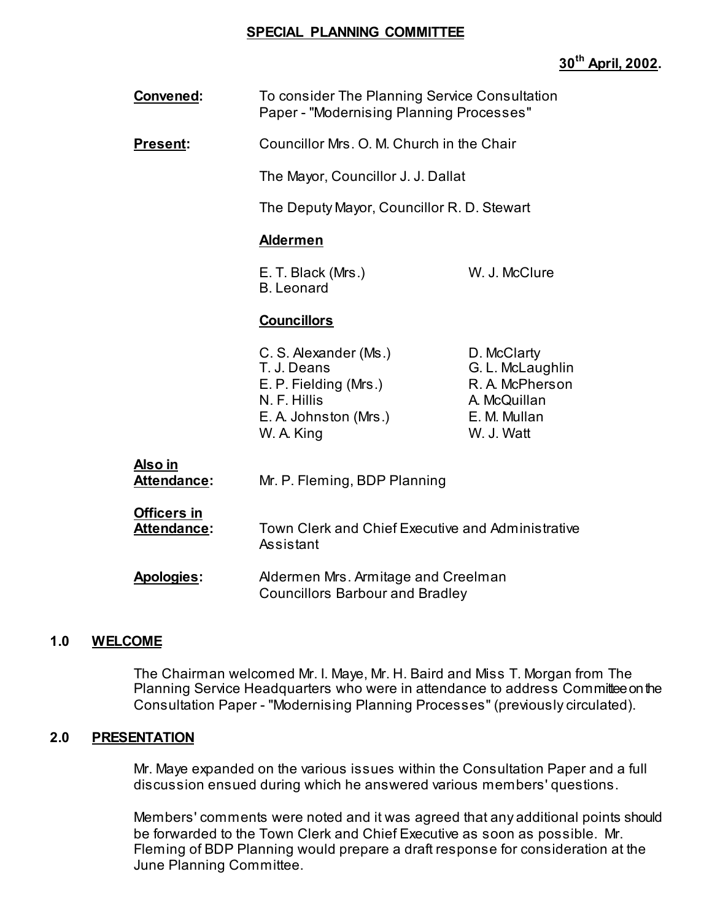# SPECIAL PLANNING COMMITTEE

**30th April, 2002.**

**Convened:** To consider The Planning Service Consultation Paper - "Modernising Planning Processes"

**Present:** Councillor Mrs. O. M. Church in the Chair

The Mayor, Councillor J. J. Dallat

The Deputy Mayor, Councillor R. D. Stewart

**Aldermen**

E. T. Black (Mrs.)
B. Leonard
W. J. McClure

**Councillors**

C. S. Alexander (Ms.)
T. J. Deans
E. P. Fielding (Mrs.)
N. F. Hillis
E. A. Johnston (Mrs.)
W. A. King
D. McClarty
G. L. McLaughlin
R. A. McPherson
A. McQuillan
E. M. Mullan
W. J. Watt

**Also in Attendance:** Mr. P. Fleming, BDP Planning

**Officers in Attendance:** Town Clerk and Chief Executive and Administrative Assistant

**Apologies:** Aldermen Mrs. Armitage and Creelman
Councillors Barbour and Bradley

## 1.0 WELCOME

The Chairman welcomed Mr. I. Maye, Mr. H. Baird and Miss T. Morgan from The Planning Service Headquarters who were in attendance to address Committee on the Consultation Paper - "Modernising Planning Processes" (previously circulated).

## 2.0 PRESENTATION

Mr. Maye expanded on the various issues within the Consultation Paper and a full discussion ensued during which he answered various members' questions.

Members' comments were noted and it was agreed that any additional points should be forwarded to the Town Clerk and Chief Executive as soon as possible. Mr. Fleming of BDP Planning would prepare a draft response for consideration at the June Planning Committee.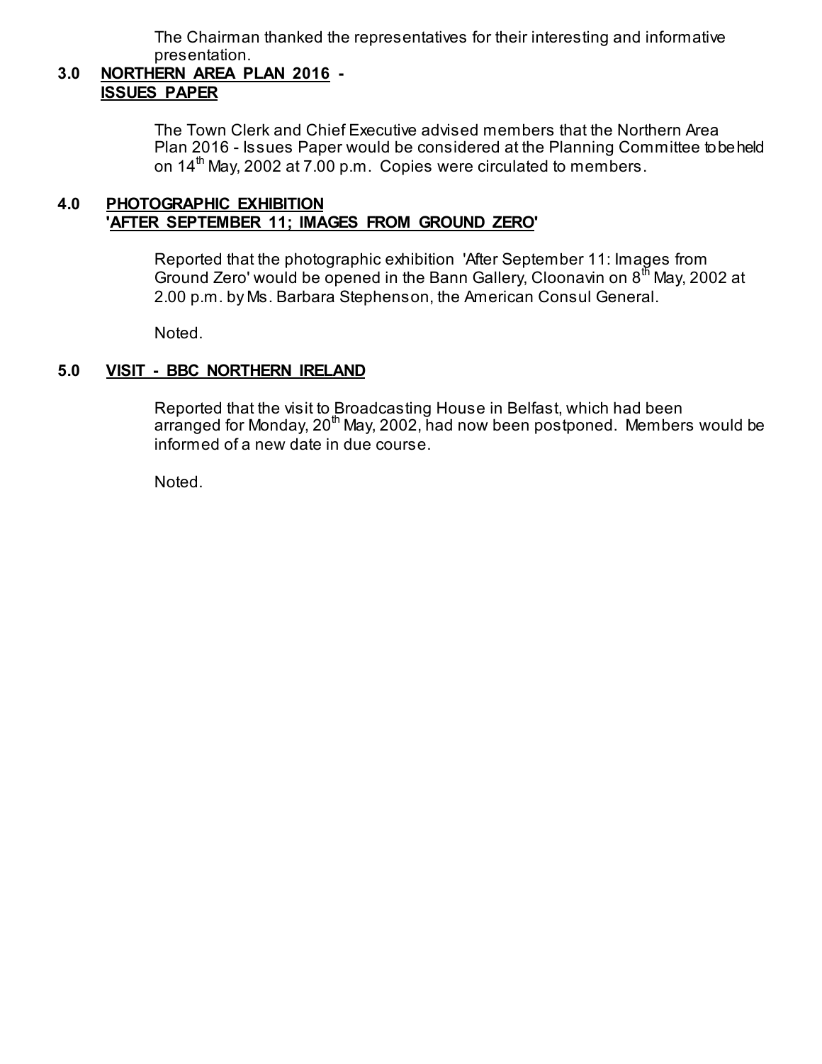The Chairman thanked the representatives for their interesting and informative presentation.

**3.0 NORTHERN AREA PLAN 2016 - ISSUES PAPER**

The Town Clerk and Chief Executive advised members that the Northern Area Plan 2016 - Issues Paper would be considered at the Planning Committee to be held on 14th May, 2002 at 7.00 p.m. Copies were circulated to members.

**4.0 PHOTOGRAPHIC EXHIBITION 'AFTER SEPTEMBER 11; IMAGES FROM GROUND ZERO'**

Reported that the photographic exhibition 'After September 11: Images from Ground Zero' would be opened in the Bann Gallery, Cloonavin on 8th May, 2002 at 2.00 p.m. by Ms. Barbara Stephenson, the American Consul General.

Noted.

**5.0 VISIT - BBC NORTHERN IRELAND**

Reported that the visit to Broadcasting House in Belfast, which had been arranged for Monday, 20th May, 2002, had now been postponed. Members would be informed of a new date in due course.

Noted.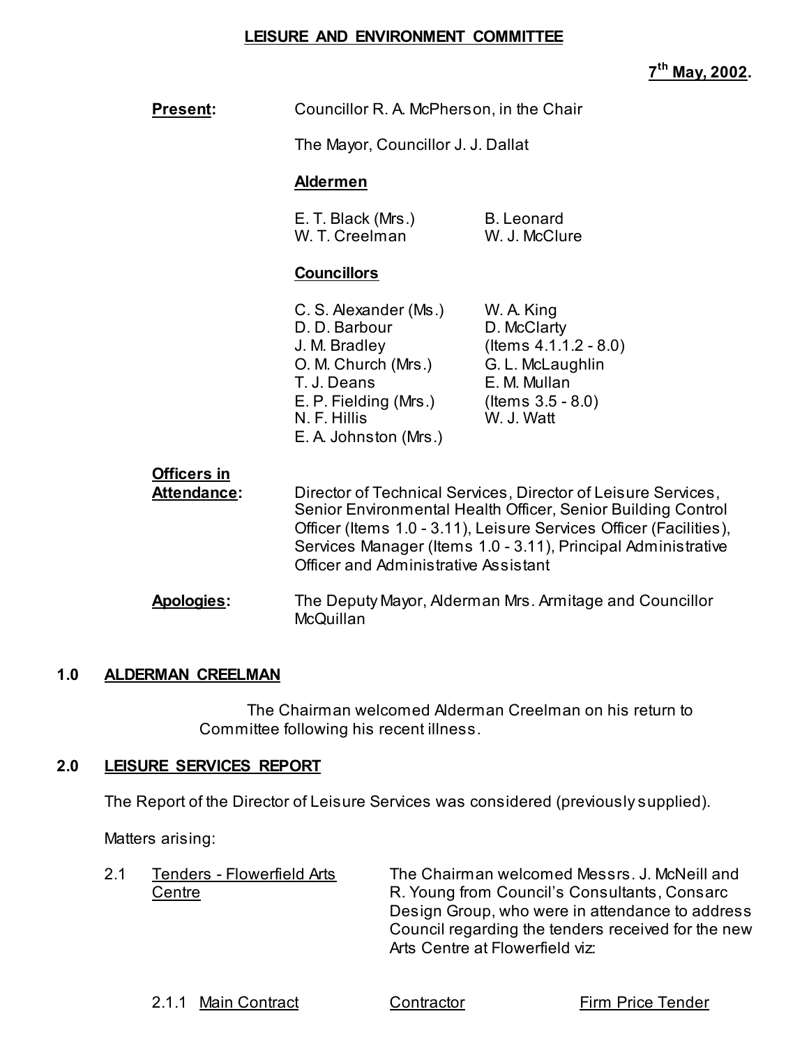## LEISURE AND ENVIRONMENT COMMITTEE

**7th May, 2002.**

**Present:** Councillor R. A. McPherson, in the Chair

The Mayor, Councillor J. J. Dallat

**Aldermen**

| | |
|---|---|
| E. T. Black (Mrs.) | B. Leonard |
| W. T. Creelman | W. J. McClure |

**Councillors**

| | |
|---|---|
| C. S. Alexander (Ms.) | W. A. King |
| D. D. Barbour | D. McClarty (Items 4.1.1.2 - 8.0) |
| J. M. Bradley | G. L. McLaughlin |
| O. M. Church (Mrs.) | E. M. Mullan (Items 3.5 - 8.0) |
| T. J. Deans | W. J. Watt |
| E. P. Fielding (Mrs.) | |
| N. F. Hillis | |
| E. A. Johnston (Mrs.) | |

**Officers in Attendance:** Director of Technical Services, Director of Leisure Services, Senior Environmental Health Officer, Senior Building Control Officer (Items 1.0 - 3.11), Leisure Services Officer (Facilities), Services Manager (Items 1.0 - 3.11), Principal Administrative Officer and Administrative Assistant

**Apologies:** The Deputy Mayor, Alderman Mrs. Armitage and Councillor McQuillan

### 1.0 ALDERMAN CREELMAN

The Chairman welcomed Alderman Creelman on his return to Committee following his recent illness.

### 2.0 LEISURE SERVICES REPORT

The Report of the Director of Leisure Services was considered (previously supplied).

Matters arising:

2.1 Tenders - Flowerfield Arts Centre

The Chairman welcomed Messrs. J. McNeill and R. Young from Council's Consultants, Consarc Design Group, who were in attendance to address Council regarding the tenders received for the new Arts Centre at Flowerfield viz:

2.1.1 Main Contract — Contractor — Firm Price Tender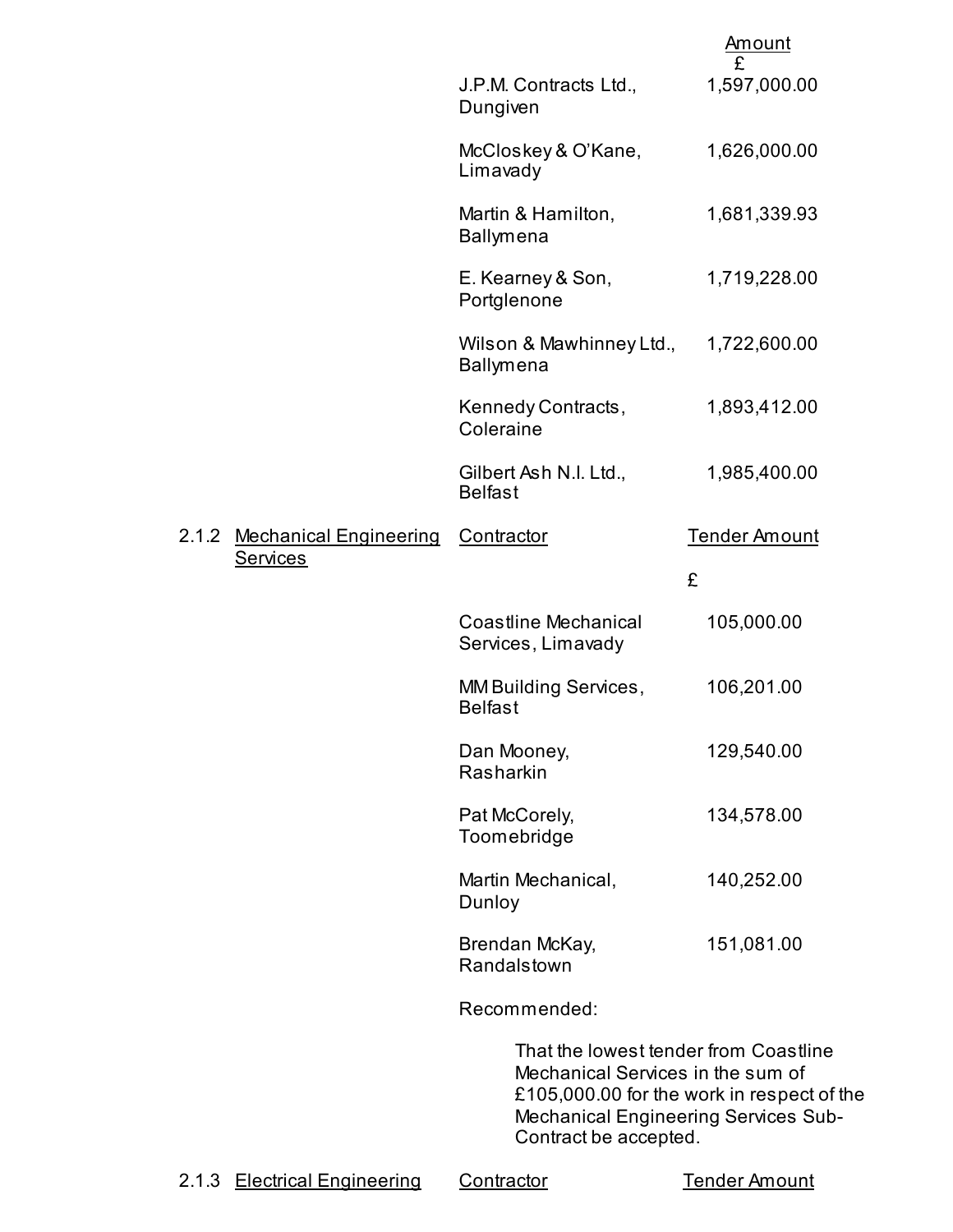| Contractor | Amount £ |
|---|---|
| J.P.M. Contracts Ltd., Dungiven | 1,597,000.00 |
| McCloskey & O'Kane, Limavady | 1,626,000.00 |
| Martin & Hamilton, Ballymena | 1,681,339.93 |
| E. Kearney & Son, Portglenone | 1,719,228.00 |
| Wilson & Mawhinney Ltd., Ballymena | 1,722,600.00 |
| Kennedy Contracts, Coleraine | 1,893,412.00 |
| Gilbert Ash N.I. Ltd., Belfast | 1,985,400.00 |

2.1.2 Mechanical Engineering Services

| Contractor | Tender Amount £ |
|---|---|
| Coastline Mechanical Services, Limavady | 105,000.00 |
| MM Building Services, Belfast | 106,201.00 |
| Dan Mooney, Rasharkin | 129,540.00 |
| Pat McCorely, Toomebridge | 134,578.00 |
| Martin Mechanical, Dunloy | 140,252.00 |
| Brendan McKay, Randalstown | 151,081.00 |

Recommended:

> That the lowest tender from Coastline Mechanical Services in the sum of £105,000.00 for the work in respect of the Mechanical Engineering Services Sub-Contract be accepted.

2.1.3 Electrical Engineering

| Contractor | Tender Amount |
|---|---|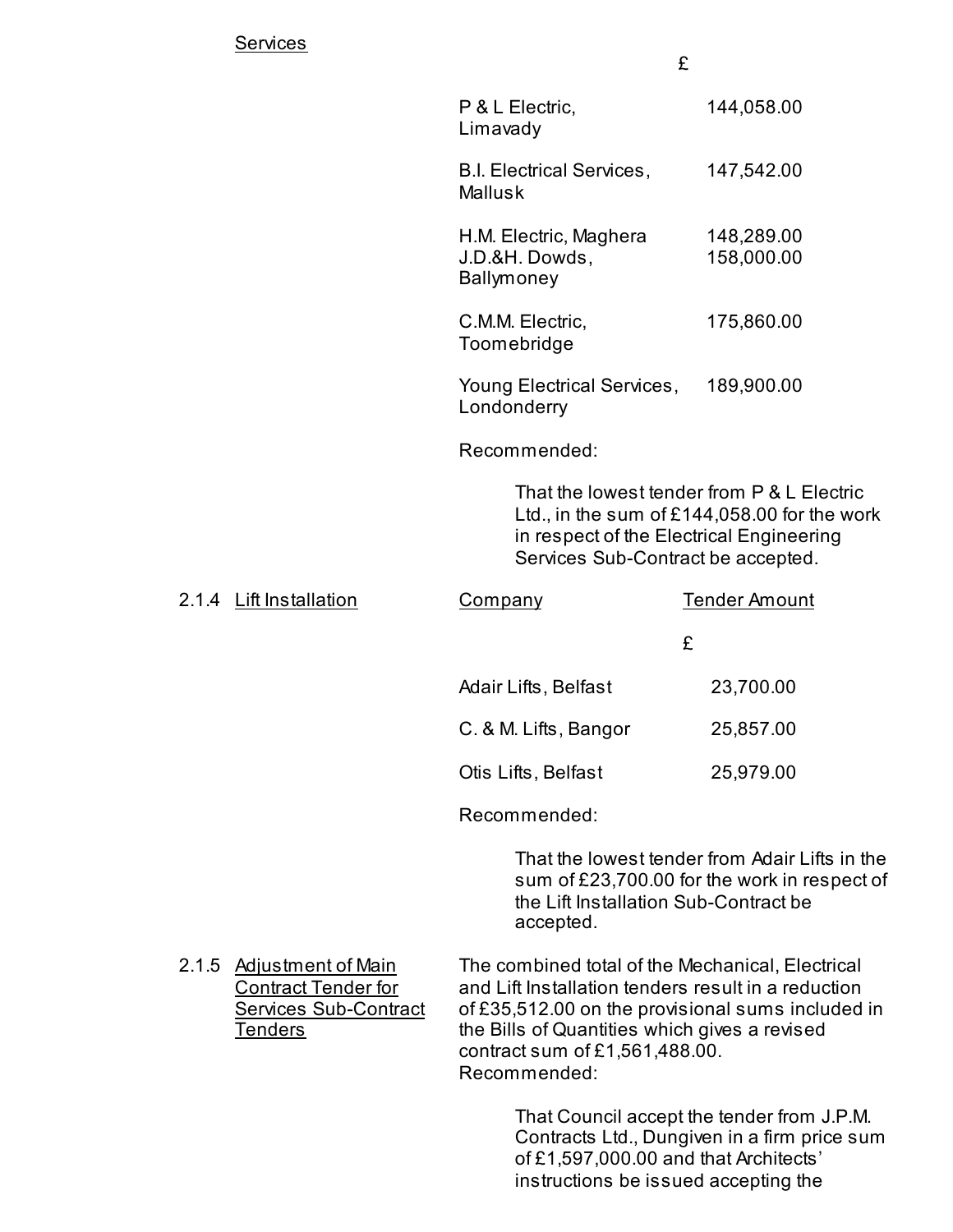Services

| | £ |
|---|---|
| P & L Electric, Limavady | 144,058.00 |
| B.I. Electrical Services, Mallusk | 147,542.00 |
| H.M. Electric, Maghera | 148,289.00 |
| J.D.&H. Dowds, Ballymoney | 158,000.00 |
| C.M.M. Electric, Toomebridge | 175,860.00 |
| Young Electrical Services, Londonderry | 189,900.00 |

Recommended:

> That the lowest tender from P & L Electric Ltd., in the sum of £144,058.00 for the work in respect of the Electrical Engineering Services Sub-Contract be accepted.

2.1.4 Lift Installation

| Company | Tender Amount |
|---|---|
| | £ |
| Adair Lifts, Belfast | 23,700.00 |
| C. & M. Lifts, Bangor | 25,857.00 |
| Otis Lifts, Belfast | 25,979.00 |

Recommended:

> That the lowest tender from Adair Lifts in the sum of £23,700.00 for the work in respect of the Lift Installation Sub-Contract be accepted.

2.1.5 Adjustment of Main Contract Tender for Services Sub-Contract Tenders

The combined total of the Mechanical, Electrical and Lift Installation tenders result in a reduction of £35,512.00 on the provisional sums included in the Bills of Quantities which gives a revised contract sum of £1,561,488.00.

Recommended:

> That Council accept the tender from J.P.M. Contracts Ltd., Dungiven in a firm price sum of £1,597,000.00 and that Architects' instructions be issued accepting the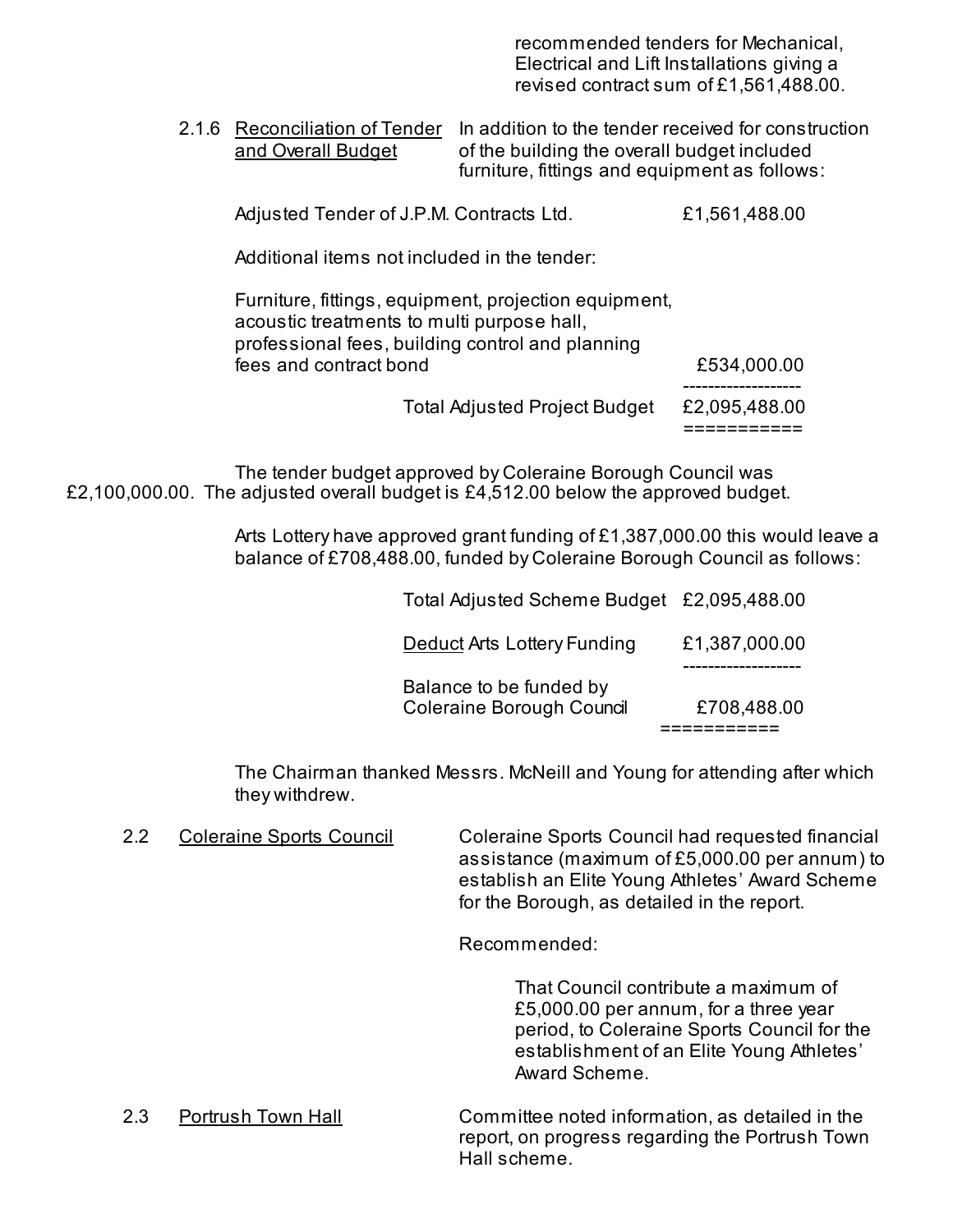recommended tenders for Mechanical, Electrical and Lift Installations giving a revised contract sum of £1,561,488.00.

2.1.6 <u>Reconciliation of Tender and Overall Budget</u> In addition to the tender received for construction of the building the overall budget included furniture, fittings and equipment as follows:

| | |
|---|---|
| Adjusted Tender of J.P.M. Contracts Ltd. | £1,561,488.00 |
| Additional items not included in the tender: | |
| Furniture, fittings, equipment, projection equipment, acoustic treatments to multi purpose hall, professional fees, building control and planning fees and contract bond | £534,000.00 |
| Total Adjusted Project Budget | £2,095,488.00 |

The tender budget approved by Coleraine Borough Council was £2,100,000.00. The adjusted overall budget is £4,512.00 below the approved budget.

Arts Lottery have approved grant funding of £1,387,000.00 this would leave a balance of £708,488.00, funded by Coleraine Borough Council as follows:

| | |
|---|---|
| Total Adjusted Scheme Budget | £2,095,488.00 |
| <u>Deduct</u> Arts Lottery Funding | £1,387,000.00 |
| Balance to be funded by Coleraine Borough Council | £708,488.00 |

The Chairman thanked Messrs. McNeill and Young for attending after which they withdrew.

2.2 <u>Coleraine Sports Council</u> Coleraine Sports Council had requested financial assistance (maximum of £5,000.00 per annum) to establish an Elite Young Athletes' Award Scheme for the Borough, as detailed in the report.

Recommended:

> That Council contribute a maximum of £5,000.00 per annum, for a three year period, to Coleraine Sports Council for the establishment of an Elite Young Athletes' Award Scheme.

2.3 <u>Portrush Town Hall</u> Committee noted information, as detailed in the report, on progress regarding the Portrush Town Hall scheme.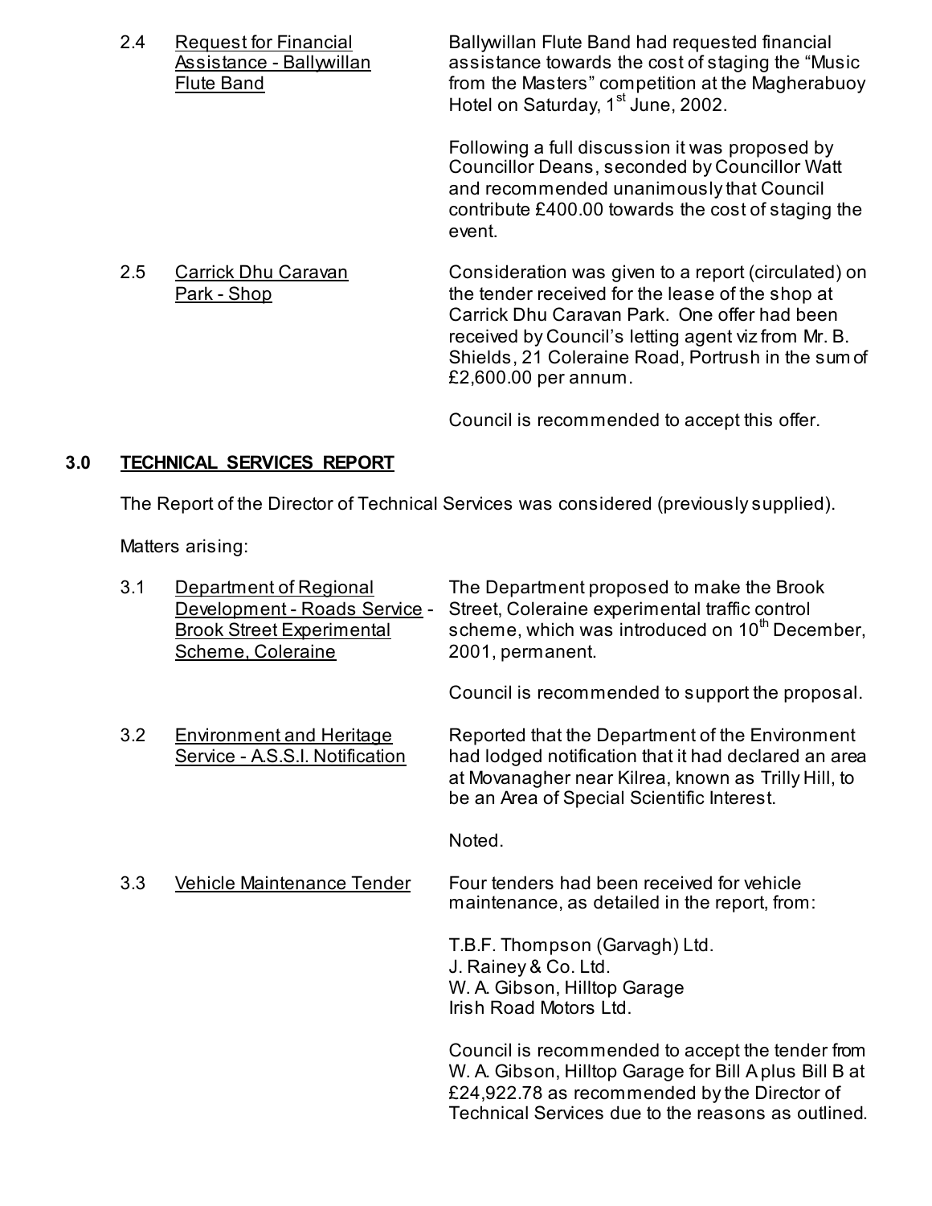2.4 Request for Financial Assistance - Ballywillan Flute Band

Ballywillan Flute Band had requested financial assistance towards the cost of staging the "Music from the Masters" competition at the Magherabuoy Hotel on Saturday, 1st June, 2002.

Following a full discussion it was proposed by Councillor Deans, seconded by Councillor Watt and recommended unanimously that Council contribute £400.00 towards the cost of staging the event.

2.5 Carrick Dhu Caravan Park - Shop

Consideration was given to a report (circulated) on the tender received for the lease of the shop at Carrick Dhu Caravan Park. One offer had been received by Council's letting agent viz from Mr. B. Shields, 21 Coleraine Road, Portrush in the sum of £2,600.00 per annum.

Council is recommended to accept this offer.

## 3.0 TECHNICAL SERVICES REPORT

The Report of the Director of Technical Services was considered (previously supplied).

Matters arising:

3.1 Department of Regional Development - Roads Service - Brook Street Experimental Scheme, Coleraine

The Department proposed to make the Brook Street, Coleraine experimental traffic control scheme, which was introduced on 10th December, 2001, permanent.

Council is recommended to support the proposal.

3.2 Environment and Heritage Service - A.S.S.I. Notification

Reported that the Department of the Environment had lodged notification that it had declared an area at Movanagher near Kilrea, known as Trilly Hill, to be an Area of Special Scientific Interest.

Noted.

3.3 Vehicle Maintenance Tender

Four tenders had been received for vehicle maintenance, as detailed in the report, from:

T.B.F. Thompson (Garvagh) Ltd.
J. Rainey & Co. Ltd.
W. A. Gibson, Hilltop Garage
Irish Road Motors Ltd.

Council is recommended to accept the tender from W. A. Gibson, Hilltop Garage for Bill A plus Bill B at £24,922.78 as recommended by the Director of Technical Services due to the reasons as outlined.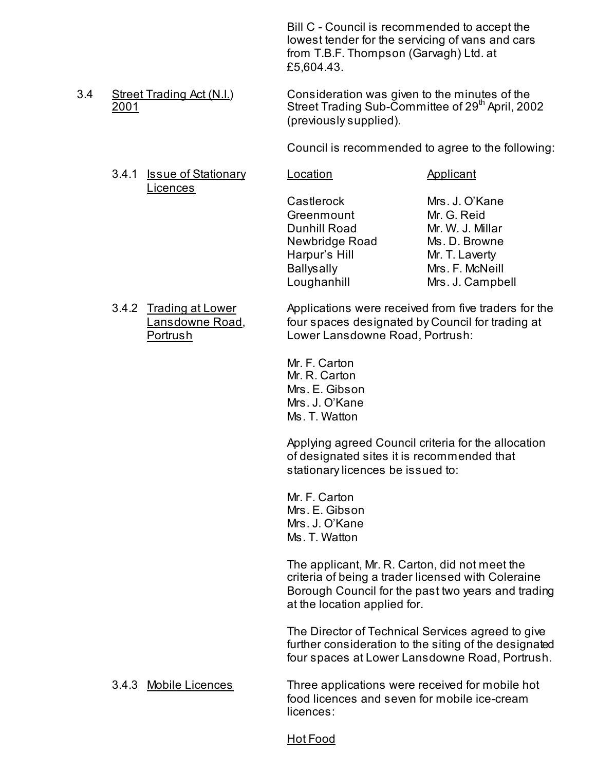Bill C - Council is recommended to accept the lowest tender for the servicing of vans and cars from T.B.F. Thompson (Garvagh) Ltd. at £5,604.43.

3.4 Street Trading Act (N.I.) 2001

Consideration was given to the minutes of the Street Trading Sub-Committee of 29th April, 2002 (previously supplied).

Council is recommended to agree to the following:

3.4.1 Issue of Stationary Licences

| Location | Applicant |
| --- | --- |
| Castlerock | Mrs. J. O'Kane |
| Greenmount | Mr. G. Reid |
| Dunhill Road | Mr. W. J. Millar |
| Newbridge Road | Ms. D. Browne |
| Harpur's Hill | Mr. T. Laverty |
| Ballysally | Mrs. F. McNeill |
| Loughanhill | Mrs. J. Campbell |

3.4.2 Trading at Lower Lansdowne Road, Portrush

Applications were received from five traders for the four spaces designated by Council for trading at Lower Lansdowne Road, Portrush:

Mr. F. Carton
Mr. R. Carton
Mrs. E. Gibson
Mrs. J. O'Kane
Ms. T. Watton

Applying agreed Council criteria for the allocation of designated sites it is recommended that stationary licences be issued to:

Mr. F. Carton
Mrs. E. Gibson
Mrs. J. O'Kane
Ms. T. Watton

The applicant, Mr. R. Carton, did not meet the criteria of being a trader licensed with Coleraine Borough Council for the past two years and trading at the location applied for.

The Director of Technical Services agreed to give further consideration to the siting of the designated four spaces at Lower Lansdowne Road, Portrush.

3.4.3 Mobile Licences

Three applications were received for mobile hot food licences and seven for mobile ice-cream licences:

Hot Food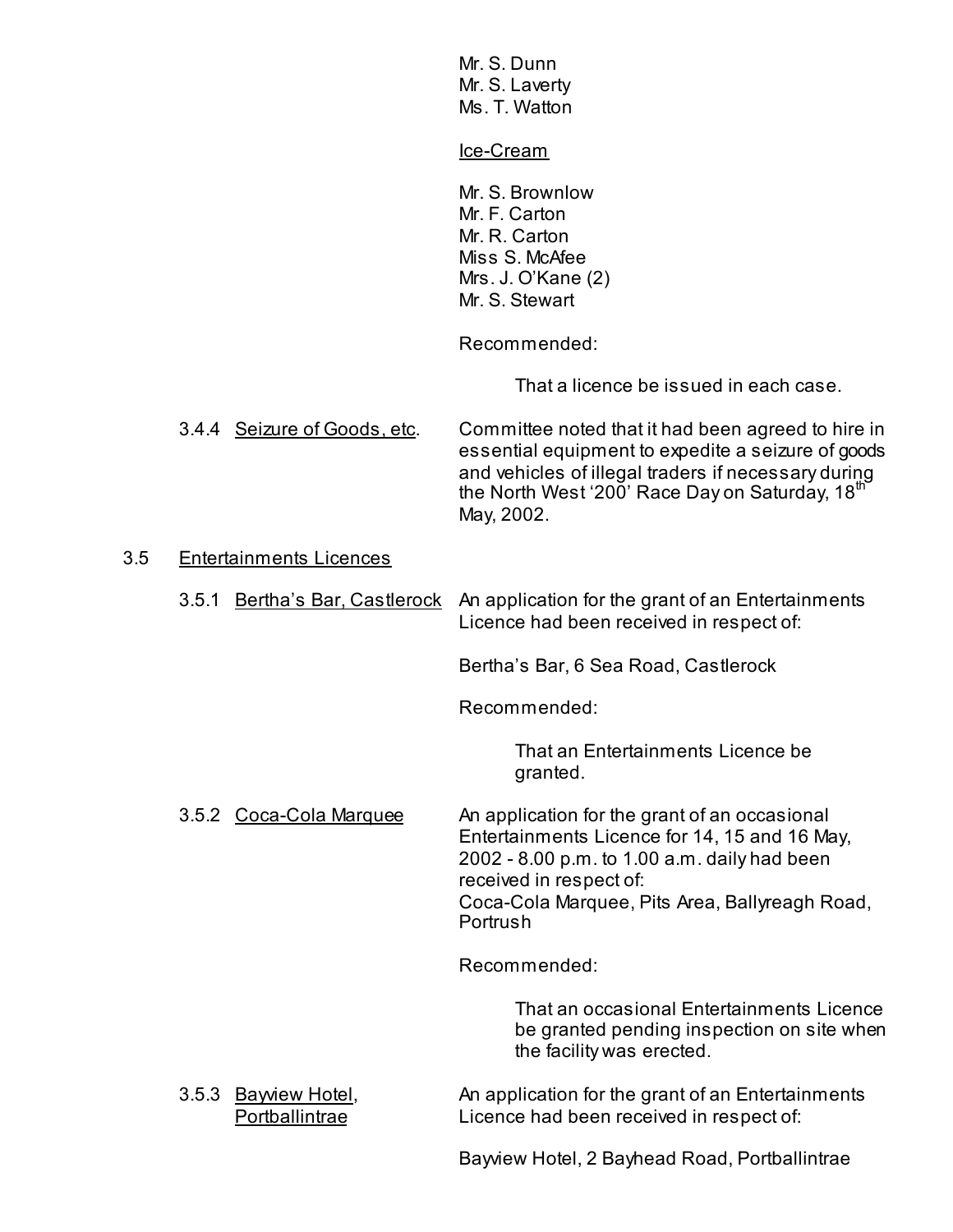Mr. S. Dunn
Mr. S. Laverty
Ms. T. Watton

Ice-Cream

Mr. S. Brownlow
Mr. F. Carton
Mr. R. Carton
Miss S. McAfee
Mrs. J. O'Kane (2)
Mr. S. Stewart

Recommended:

> That a licence be issued in each case.

3.4.4 Seizure of Goods, etc.

Committee noted that it had been agreed to hire in essential equipment to expedite a seizure of goods and vehicles of illegal traders if necessary during the North West '200' Race Day on Saturday, 18th May, 2002.

## 3.5 Entertainments Licences

3.5.1 Bertha's Bar, Castlerock

An application for the grant of an Entertainments Licence had been received in respect of:

Bertha's Bar, 6 Sea Road, Castlerock

Recommended:

> That an Entertainments Licence be granted.

3.5.2 Coca-Cola Marquee

An application for the grant of an occasional Entertainments Licence for 14, 15 and 16 May, 2002 - 8.00 p.m. to 1.00 a.m. daily had been received in respect of:
Coca-Cola Marquee, Pits Area, Ballyreagh Road, Portrush

Recommended:

> That an occasional Entertainments Licence be granted pending inspection on site when the facility was erected.

3.5.3 Bayview Hotel, Portballintrae

An application for the grant of an Entertainments Licence had been received in respect of:

Bayview Hotel, 2 Bayhead Road, Portballintrae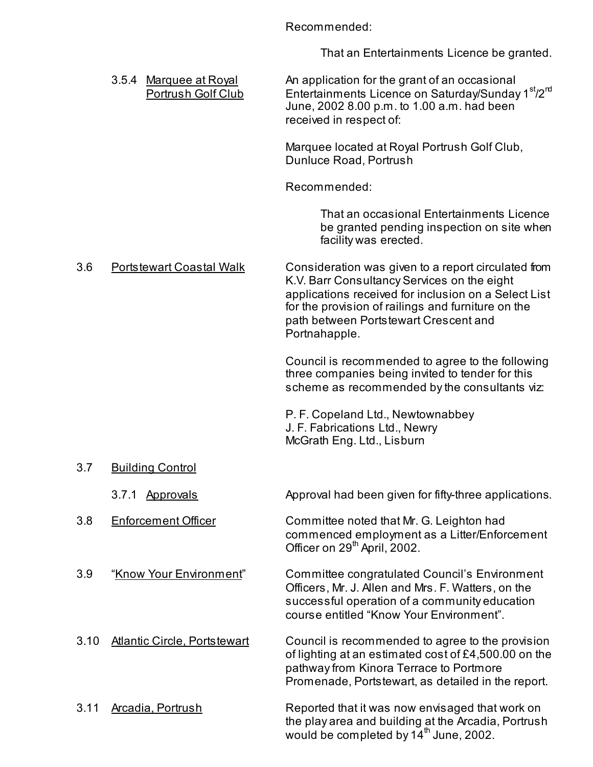Recommended:

> That an Entertainments Licence be granted.

3.5.4 Marquee at Royal Portrush Golf Club

An application for the grant of an occasional Entertainments Licence on Saturday/Sunday 1st/2nd June, 2002 8.00 p.m. to 1.00 a.m. had been received in respect of:

Marquee located at Royal Portrush Golf Club, Dunluce Road, Portrush

Recommended:

> That an occasional Entertainments Licence be granted pending inspection on site when facility was erected.

3.6 Portstewart Coastal Walk

Consideration was given to a report circulated from K.V. Barr Consultancy Services on the eight applications received for inclusion on a Select List for the provision of railings and furniture on the path between Portstewart Crescent and Portnahapple.

Council is recommended to agree to the following three companies being invited to tender for this scheme as recommended by the consultants viz:

P. F. Copeland Ltd., Newtownabbey
J. F. Fabrications Ltd., Newry
McGrath Eng. Ltd., Lisburn

3.7 Building Control

3.7.1 Approvals

Approval had been given for fifty-three applications.

3.8 Enforcement Officer

Committee noted that Mr. G. Leighton had commenced employment as a Litter/Enforcement Officer on 29th April, 2002.

3.9 "Know Your Environment"

Committee congratulated Council's Environment Officers, Mr. J. Allen and Mrs. F. Watters, on the successful operation of a community education course entitled "Know Your Environment".

3.10 Atlantic Circle, Portstewart

Council is recommended to agree to the provision of lighting at an estimated cost of £4,500.00 on the pathway from Kinora Terrace to Portmore Promenade, Portstewart, as detailed in the report.

3.11 Arcadia, Portrush

Reported that it was now envisaged that work on the play area and building at the Arcadia, Portrush would be completed by 14th June, 2002.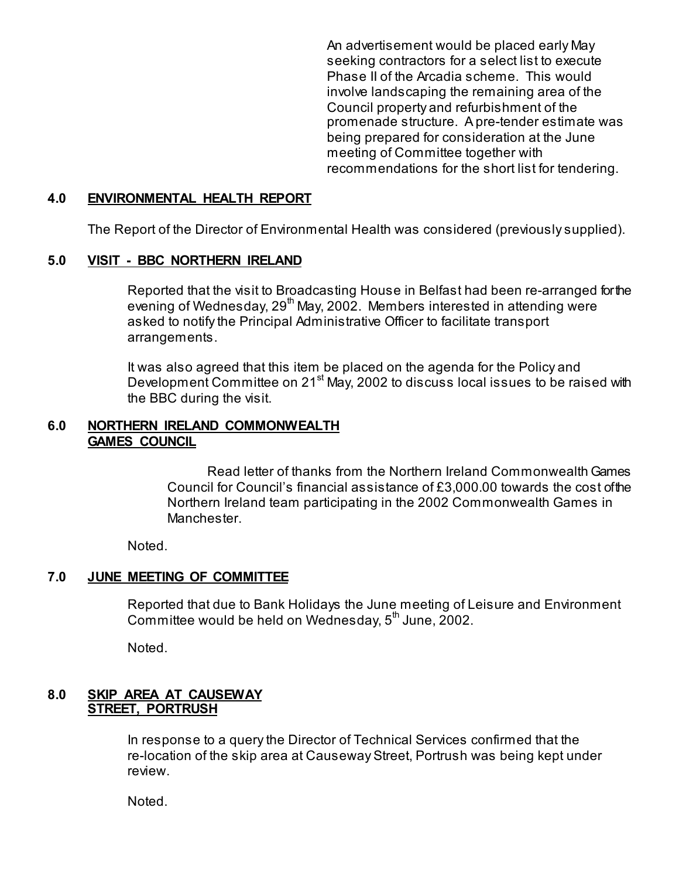An advertisement would be placed early May seeking contractors for a select list to execute Phase II of the Arcadia scheme. This would involve landscaping the remaining area of the Council property and refurbishment of the promenade structure. A pre-tender estimate was being prepared for consideration at the June meeting of Committee together with recommendations for the short list for tendering.

## 4.0 ENVIRONMENTAL HEALTH REPORT

The Report of the Director of Environmental Health was considered (previously supplied).

## 5.0 VISIT - BBC NORTHERN IRELAND

Reported that the visit to Broadcasting House in Belfast had been re-arranged for the evening of Wednesday, 29th May, 2002. Members interested in attending were asked to notify the Principal Administrative Officer to facilitate transport arrangements.

It was also agreed that this item be placed on the agenda for the Policy and Development Committee on 21st May, 2002 to discuss local issues to be raised with the BBC during the visit.

## 6.0 NORTHERN IRELAND COMMONWEALTH GAMES COUNCIL

Read letter of thanks from the Northern Ireland Commonwealth Games Council for Council's financial assistance of £3,000.00 towards the cost of the Northern Ireland team participating in the 2002 Commonwealth Games in Manchester.

Noted.

## 7.0 JUNE MEETING OF COMMITTEE

Reported that due to Bank Holidays the June meeting of Leisure and Environment Committee would be held on Wednesday, 5th June, 2002.

Noted.

## 8.0 SKIP AREA AT CAUSEWAY STREET, PORTRUSH

In response to a query the Director of Technical Services confirmed that the re-location of the skip area at Causeway Street, Portrush was being kept under review.

Noted.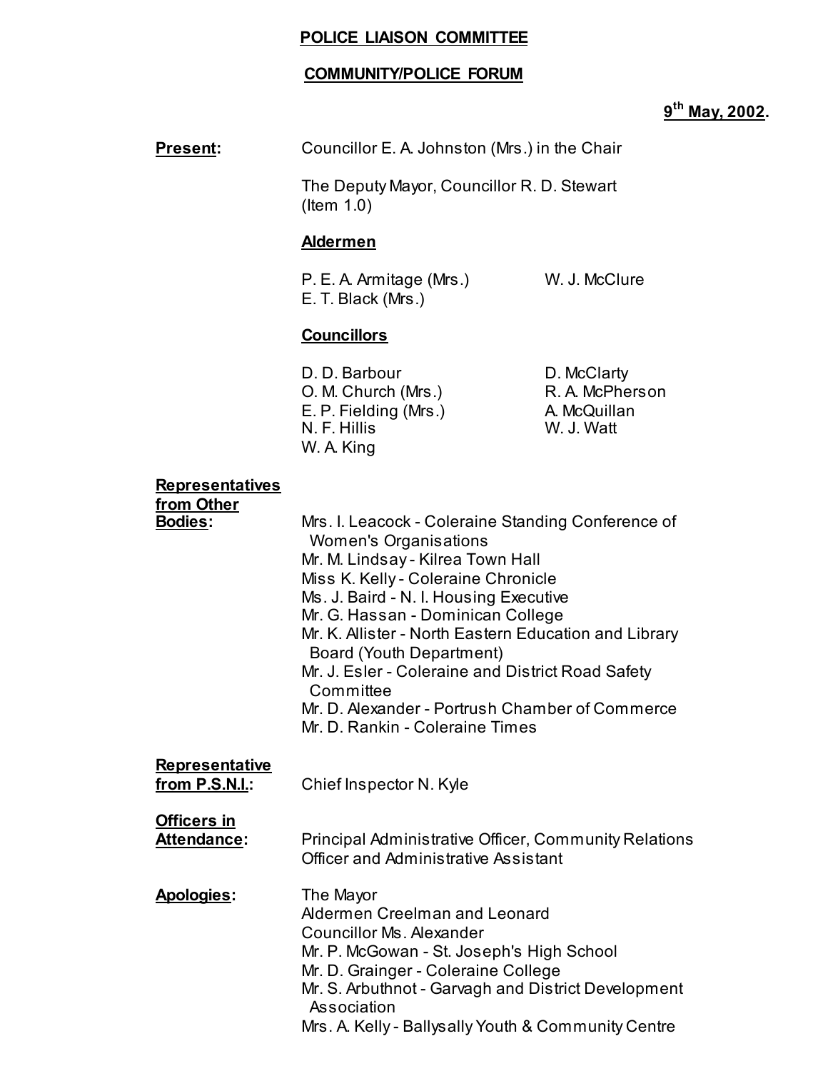**POLICE LIAISON COMMITTEE**

**COMMUNITY/POLICE FORUM**

**9th May, 2002.**

**Present:** Councillor E. A. Johnston (Mrs.) in the Chair

The Deputy Mayor, Councillor R. D. Stewart (Item 1.0)

**Aldermen**

P. E. A. Armitage (Mrs.)
E. T. Black (Mrs.)
W. J. McClure

**Councillors**

D. D. Barbour
O. M. Church (Mrs.)
E. P. Fielding (Mrs.)
N. F. Hillis
W. A. King
D. McClarty
R. A. McPherson
A. McQuillan
W. J. Watt

**Representatives from Other Bodies:**

Mrs. I. Leacock - Coleraine Standing Conference of Women's Organisations
Mr. M. Lindsay - Kilrea Town Hall
Miss K. Kelly - Coleraine Chronicle
Ms. J. Baird - N. I. Housing Executive
Mr. G. Hassan - Dominican College
Mr. K. Allister - North Eastern Education and Library Board (Youth Department)
Mr. J. Esler - Coleraine and District Road Safety Committee
Mr. D. Alexander - Portrush Chamber of Commerce
Mr. D. Rankin - Coleraine Times

**Representative from P.S.N.I.:** Chief Inspector N. Kyle

**Officers in Attendance:** Principal Administrative Officer, Community Relations Officer and Administrative Assistant

**Apologies:**

The Mayor
Aldermen Creelman and Leonard
Councillor Ms. Alexander
Mr. P. McGowan - St. Joseph's High School
Mr. D. Grainger - Coleraine College
Mr. S. Arbuthnot - Garvagh and District Development Association
Mrs. A. Kelly - Ballysally Youth & Community Centre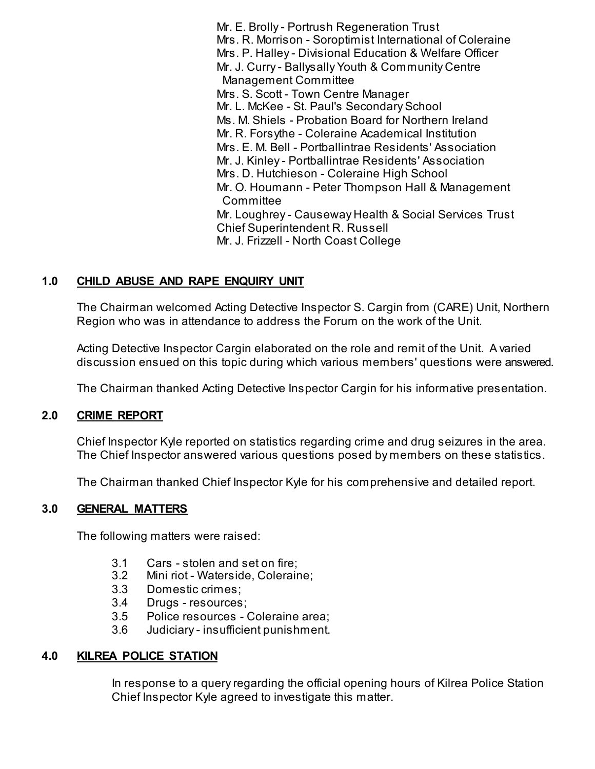Mr. E. Brolly - Portrush Regeneration Trust
Mrs. R. Morrison - Soroptimist International of Coleraine
Mrs. P. Halley - Divisional Education & Welfare Officer
Mr. J. Curry - Ballysally Youth & Community Centre Management Committee
Mrs. S. Scott - Town Centre Manager
Mr. L. McKee - St. Paul's Secondary School
Ms. M. Shiels - Probation Board for Northern Ireland
Mr. R. Forsythe - Coleraine Academical Institution
Mrs. E. M. Bell - Portballintrae Residents' Association
Mr. J. Kinley - Portballintrae Residents' Association
Mrs. D. Hutchieson - Coleraine High School
Mr. O. Houmann - Peter Thompson Hall & Management Committee
Mr. Loughrey - Causeway Health & Social Services Trust
Chief Superintendent R. Russell
Mr. J. Frizzell - North Coast College

## 1.0 CHILD ABUSE AND RAPE ENQUIRY UNIT

The Chairman welcomed Acting Detective Inspector S. Cargin from (CARE) Unit, Northern Region who was in attendance to address the Forum on the work of the Unit.

Acting Detective Inspector Cargin elaborated on the role and remit of the Unit. A varied discussion ensued on this topic during which various members' questions were answered.

The Chairman thanked Acting Detective Inspector Cargin for his informative presentation.

## 2.0 CRIME REPORT

Chief Inspector Kyle reported on statistics regarding crime and drug seizures in the area. The Chief Inspector answered various questions posed by members on these statistics.

The Chairman thanked Chief Inspector Kyle for his comprehensive and detailed report.

## 3.0 GENERAL MATTERS

The following matters were raised:

- 3.1 Cars - stolen and set on fire;
- 3.2 Mini riot - Waterside, Coleraine;
- 3.3 Domestic crimes;
- 3.4 Drugs - resources;
- 3.5 Police resources - Coleraine area;
- 3.6 Judiciary - insufficient punishment.

## 4.0 KILREA POLICE STATION

In response to a query regarding the official opening hours of Kilrea Police Station Chief Inspector Kyle agreed to investigate this matter.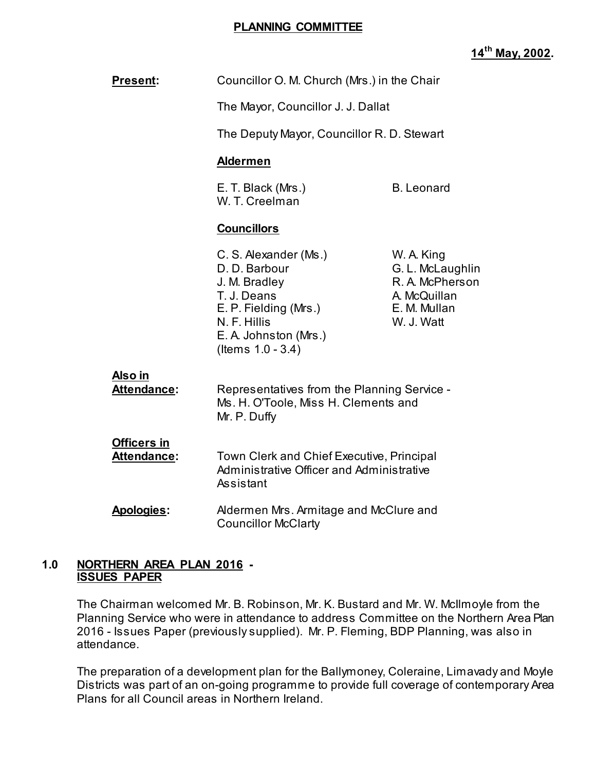# PLANNING COMMITTEE

**14th May, 2002.**

**Present:** Councillor O. M. Church (Mrs.) in the Chair

The Mayor, Councillor J. J. Dallat

The Deputy Mayor, Councillor R. D. Stewart

**Aldermen**

E. T. Black (Mrs.)
W. T. Creelman
B. Leonard

**Councillors**

C. S. Alexander (Ms.)
D. D. Barbour
J. M. Bradley
T. J. Deans
E. P. Fielding (Mrs.)
N. F. Hillis
E. A. Johnston (Mrs.) (Items 1.0 - 3.4)
W. A. King
G. L. McLaughlin
R. A. McPherson
A. McQuillan
E. M. Mullan
W. J. Watt

**Also in Attendance:** Representatives from the Planning Service - Ms. H. O'Toole, Miss H. Clements and Mr. P. Duffy

**Officers in Attendance:** Town Clerk and Chief Executive, Principal Administrative Officer and Administrative Assistant

**Apologies:** Aldermen Mrs. Armitage and McClure and Councillor McClarty

## 1.0 NORTHERN AREA PLAN 2016 - ISSUES PAPER

The Chairman welcomed Mr. B. Robinson, Mr. K. Bustard and Mr. W. McIlmoyle from the Planning Service who were in attendance to address Committee on the Northern Area Plan 2016 - Issues Paper (previously supplied). Mr. P. Fleming, BDP Planning, was also in attendance.

The preparation of a development plan for the Ballymoney, Coleraine, Limavady and Moyle Districts was part of an on-going programme to provide full coverage of contemporary Area Plans for all Council areas in Northern Ireland.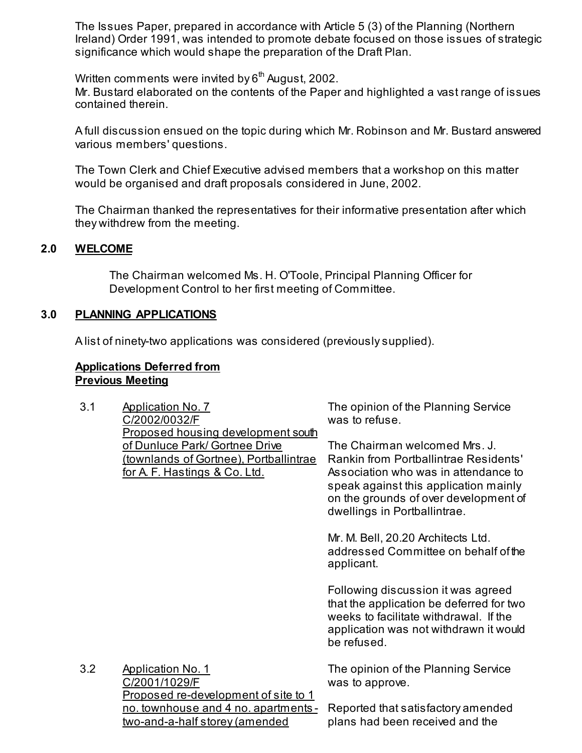The Issues Paper, prepared in accordance with Article 5 (3) of the Planning (Northern Ireland) Order 1991, was intended to promote debate focused on those issues of strategic significance which would shape the preparation of the Draft Plan.

Written comments were invited by 6th August, 2002.
Mr. Bustard elaborated on the contents of the Paper and highlighted a vast range of issues contained therein.

A full discussion ensued on the topic during which Mr. Robinson and Mr. Bustard answered various members' questions.

The Town Clerk and Chief Executive advised members that a workshop on this matter would be organised and draft proposals considered in June, 2002.

The Chairman thanked the representatives for their informative presentation after which they withdrew from the meeting.

## 2.0 WELCOME

The Chairman welcomed Ms. H. O'Toole, Principal Planning Officer for Development Control to her first meeting of Committee.

## 3.0 PLANNING APPLICATIONS

A list of ninety-two applications was considered (previously supplied).

**Applications Deferred from Previous Meeting**

3.1 Application No. 7
C/2002/0032/F
Proposed housing development south of Dunluce Park/ Gortnee Drive (townlands of Gortnee), Portballintrae for A. F. Hastings & Co. Ltd.

The opinion of the Planning Service was to refuse.

The Chairman welcomed Mrs. J. Rankin from Portballintrae Residents' Association who was in attendance to speak against this application mainly on the grounds of over development of dwellings in Portballintrae.

Mr. M. Bell, 20.20 Architects Ltd. addressed Committee on behalf of the applicant.

Following discussion it was agreed that the application be deferred for two weeks to facilitate withdrawal. If the application was not withdrawn it would be refused.

3.2 Application No. 1
C/2001/1029/F
Proposed re-development of site to 1 no. townhouse and 4 no. apartments - two-and-a-half storey (amended

The opinion of the Planning Service was to approve.

Reported that satisfactory amended plans had been received and the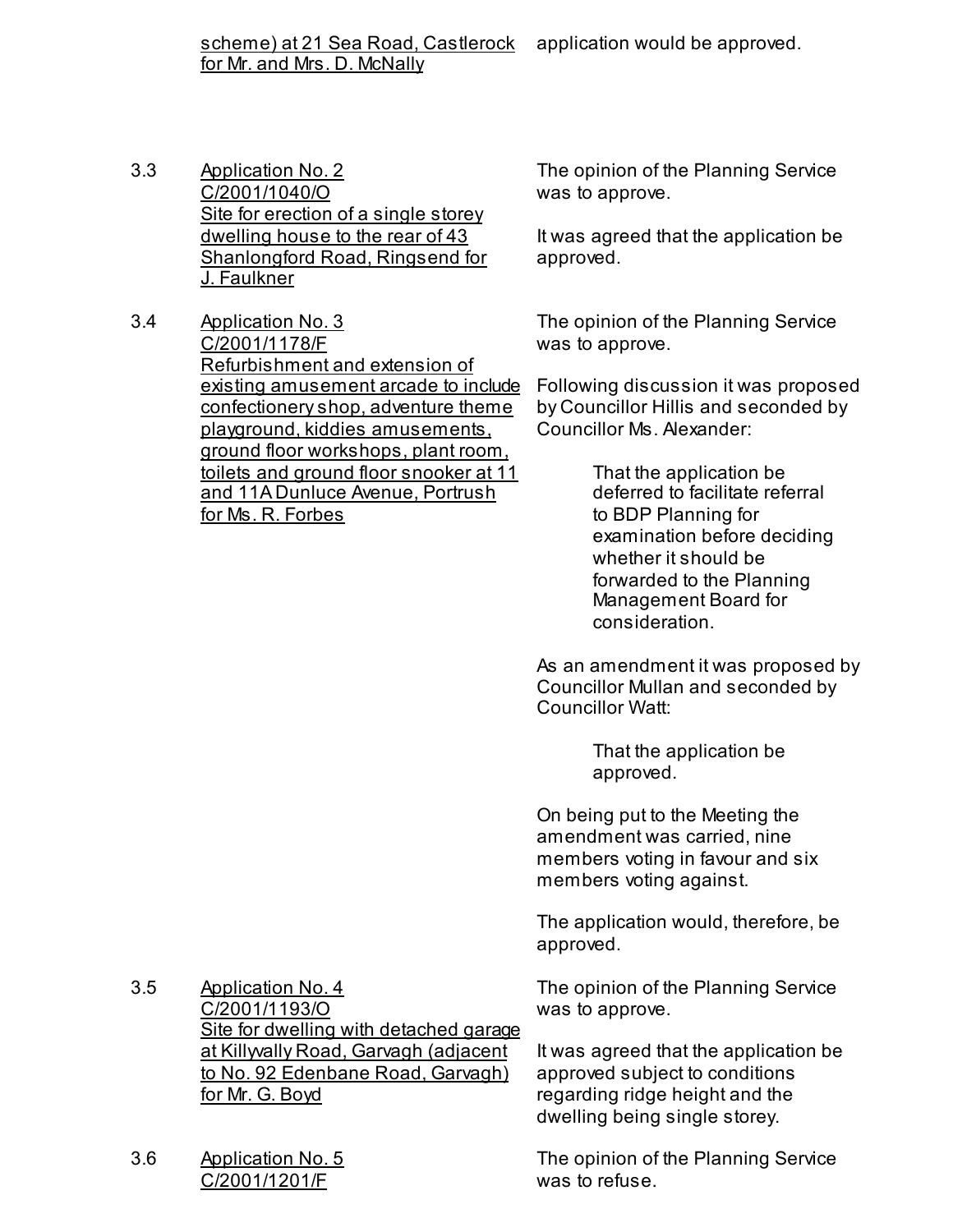scheme) at 21 Sea Road, Castlerock for Mr. and Mrs. D. McNally

application would be approved.

3.3 Application No. 2
C/2001/1040/O
Site for erection of a single storey dwelling house to the rear of 43 Shanlongford Road, Ringsend for J. Faulkner

The opinion of the Planning Service was to approve.

It was agreed that the application be approved.

3.4 Application No. 3
C/2001/1178/F
Refurbishment and extension of existing amusement arcade to include confectionery shop, adventure theme playground, kiddies amusements, ground floor workshops, plant room, toilets and ground floor snooker at 11 and 11A Dunluce Avenue, Portrush for Ms. R. Forbes

The opinion of the Planning Service was to approve.

Following discussion it was proposed by Councillor Hillis and seconded by Councillor Ms. Alexander:

> That the application be deferred to facilitate referral to BDP Planning for examination before deciding whether it should be forwarded to the Planning Management Board for consideration.

As an amendment it was proposed by Councillor Mullan and seconded by Councillor Watt:

> That the application be approved.

On being put to the Meeting the amendment was carried, nine members voting in favour and six members voting against.

The application would, therefore, be approved.

3.5 Application No. 4
C/2001/1193/O
Site for dwelling with detached garage at Killyvally Road, Garvagh (adjacent to No. 92 Edenbane Road, Garvagh) for Mr. G. Boyd

The opinion of the Planning Service was to approve.

It was agreed that the application be approved subject to conditions regarding ridge height and the dwelling being single storey.

3.6 Application No. 5
C/2001/1201/F

The opinion of the Planning Service was to refuse.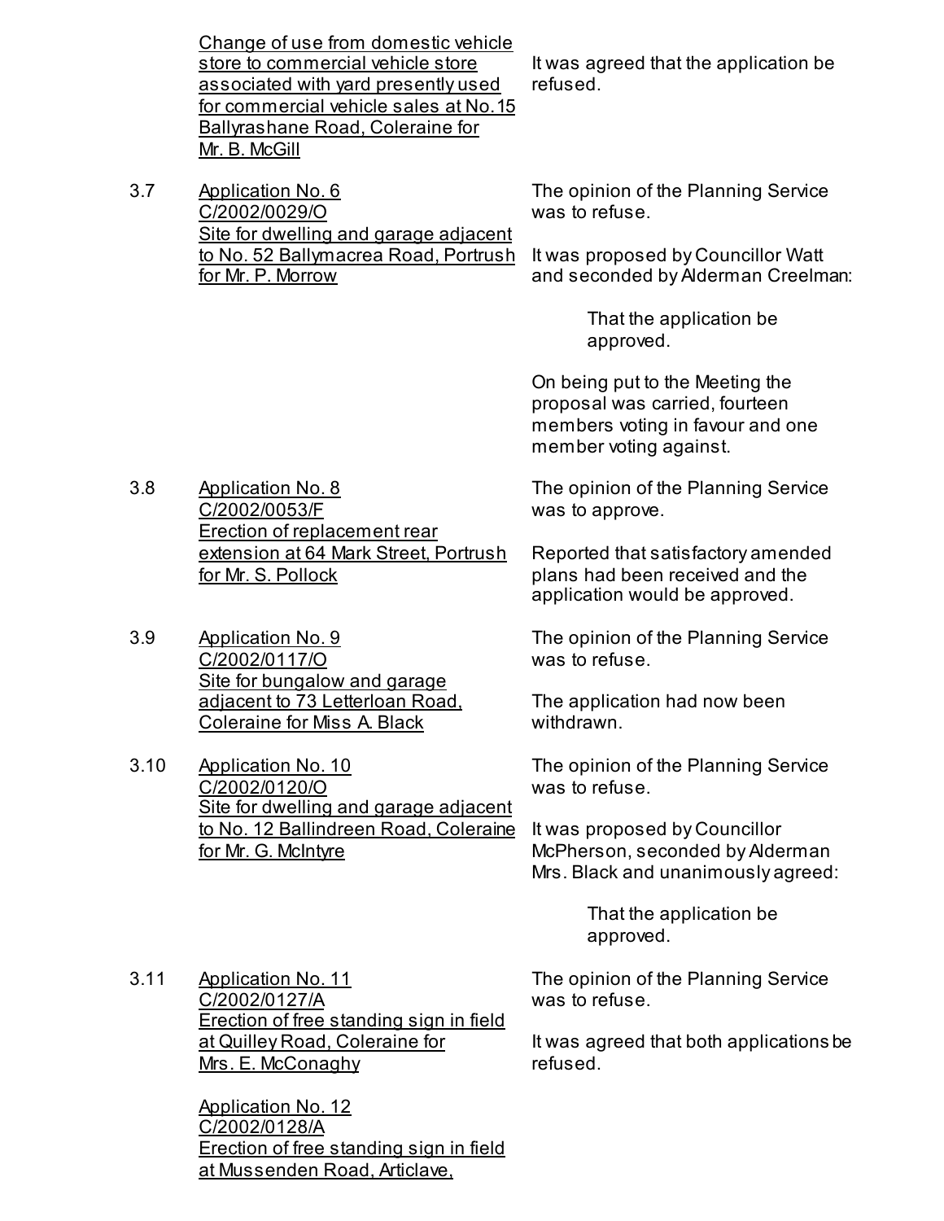| | | |
|---|---|---|
| | Change of use from domestic vehicle store to commercial vehicle store associated with yard presently used for commercial vehicle sales at No.15 Ballyrashane Road, Coleraine for Mr. B. McGill | It was agreed that the application be refused. |
| 3.7 | Application No. 6<br>C/2002/0029/O<br>Site for dwelling and garage adjacent to No. 52 Ballymacrea Road, Portrush for Mr. P. Morrow | The opinion of the Planning Service was to refuse.<br><br>It was proposed by Councillor Watt and seconded by Alderman Creelman:<br><br>That the application be approved.<br><br>On being put to the Meeting the proposal was carried, fourteen members voting in favour and one member voting against. |
| 3.8 | Application No. 8<br>C/2002/0053/F<br>Erection of replacement rear extension at 64 Mark Street, Portrush for Mr. S. Pollock | The opinion of the Planning Service was to approve.<br><br>Reported that satisfactory amended plans had been received and the application would be approved. |
| 3.9 | Application No. 9<br>C/2002/0117/O<br>Site for bungalow and garage adjacent to 73 Letterloan Road, Coleraine for Miss A. Black | The opinion of the Planning Service was to refuse.<br><br>The application had now been withdrawn. |
| 3.10 | Application No. 10<br>C/2002/0120/O<br>Site for dwelling and garage adjacent to No. 12 Ballindreen Road, Coleraine for Mr. G. McIntyre | The opinion of the Planning Service was to refuse.<br><br>It was proposed by Councillor McPherson, seconded by Alderman Mrs. Black and unanimously agreed:<br><br>That the application be approved. |
| 3.11 | Application No. 11<br>C/2002/0127/A<br>Erection of free standing sign in field at Quilley Road, Coleraine for Mrs. E. McConaghy<br><br>Application No. 12<br>C/2002/0128/A<br>Erection of free standing sign in field at Mussenden Road, Articlave, | The opinion of the Planning Service was to refuse.<br><br>It was agreed that both applications be refused. |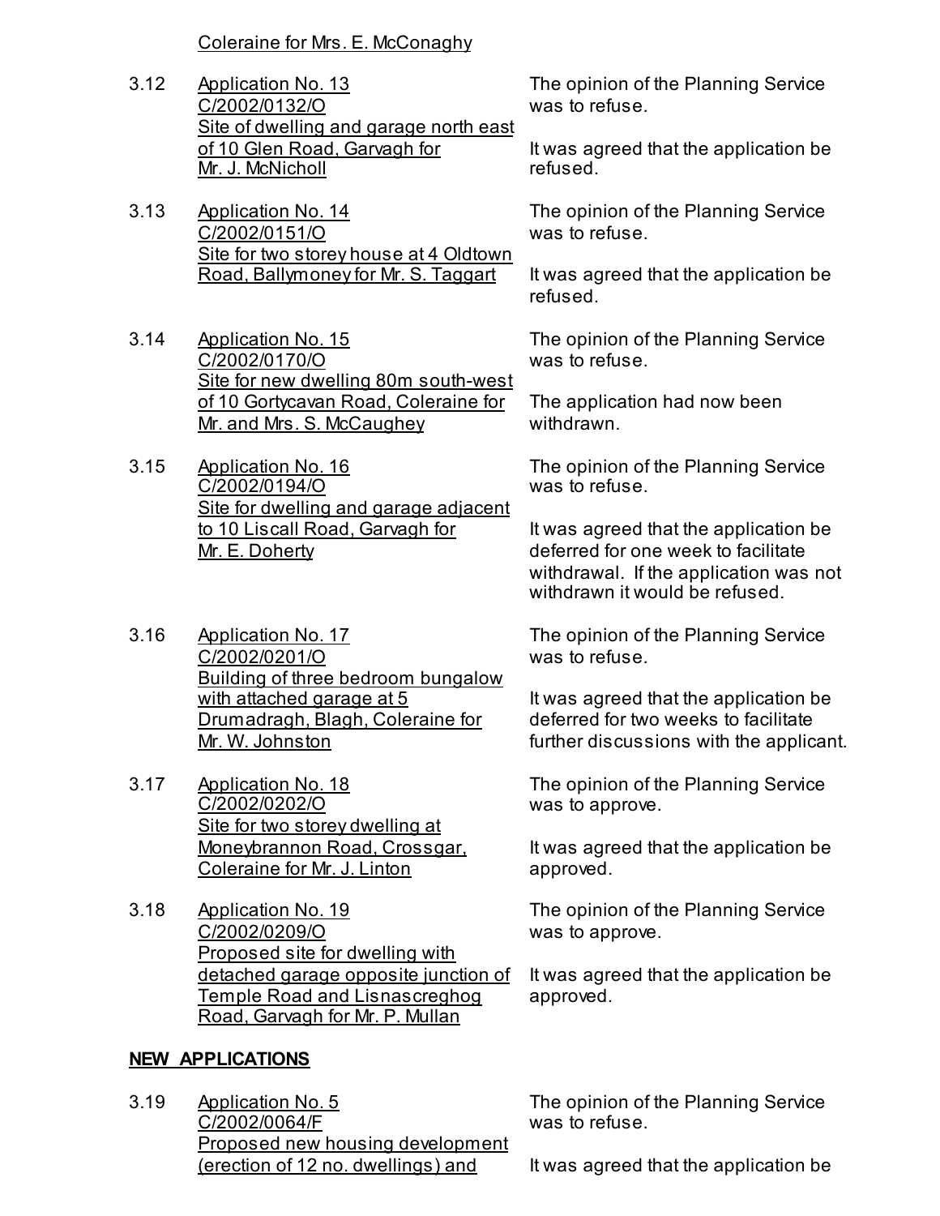Coleraine for Mrs. E. McConaghy

| | | |
|---|---|---|
| 3.12 | Application No. 13<br>C/2002/0132/O<br>Site of dwelling and garage north east of 10 Glen Road, Garvagh for Mr. J. McNicholl | The opinion of the Planning Service was to refuse.<br><br>It was agreed that the application be refused. |
| 3.13 | Application No. 14<br>C/2002/0151/O<br>Site for two storey house at 4 Oldtown Road, Ballymoney for Mr. S. Taggart | The opinion of the Planning Service was to refuse.<br><br>It was agreed that the application be refused. |
| 3.14 | Application No. 15<br>C/2002/0170/O<br>Site for new dwelling 80m south-west of 10 Gortycavan Road, Coleraine for Mr. and Mrs. S. McCaughey | The opinion of the Planning Service was to refuse.<br><br>The application had now been withdrawn. |
| 3.15 | Application No. 16<br>C/2002/0194/O<br>Site for dwelling and garage adjacent to 10 Liscall Road, Garvagh for Mr. E. Doherty | The opinion of the Planning Service was to refuse.<br><br>It was agreed that the application be deferred for one week to facilitate withdrawal. If the application was not withdrawn it would be refused. |
| 3.16 | Application No. 17<br>C/2002/0201/O<br>Building of three bedroom bungalow with attached garage at 5 Drumadragh, Blagh, Coleraine for Mr. W. Johnston | The opinion of the Planning Service was to refuse.<br><br>It was agreed that the application be deferred for two weeks to facilitate further discussions with the applicant. |
| 3.17 | Application No. 18<br>C/2002/0202/O<br>Site for two storey dwelling at Moneybrannon Road, Crossgar, Coleraine for Mr. J. Linton | The opinion of the Planning Service was to approve.<br><br>It was agreed that the application be approved. |
| 3.18 | Application No. 19<br>C/2002/0209/O<br>Proposed site for dwelling with detached garage opposite junction of Temple Road and Lisnascreghog Road, Garvagh for Mr. P. Mullan | The opinion of the Planning Service was to approve.<br><br>It was agreed that the application be approved. |

**NEW APPLICATIONS**

| | | |
|---|---|---|
| 3.19 | Application No. 5<br>C/2002/0064/F<br>Proposed new housing development (erection of 12 no. dwellings) and | The opinion of the Planning Service was to refuse.<br><br>It was agreed that the application be |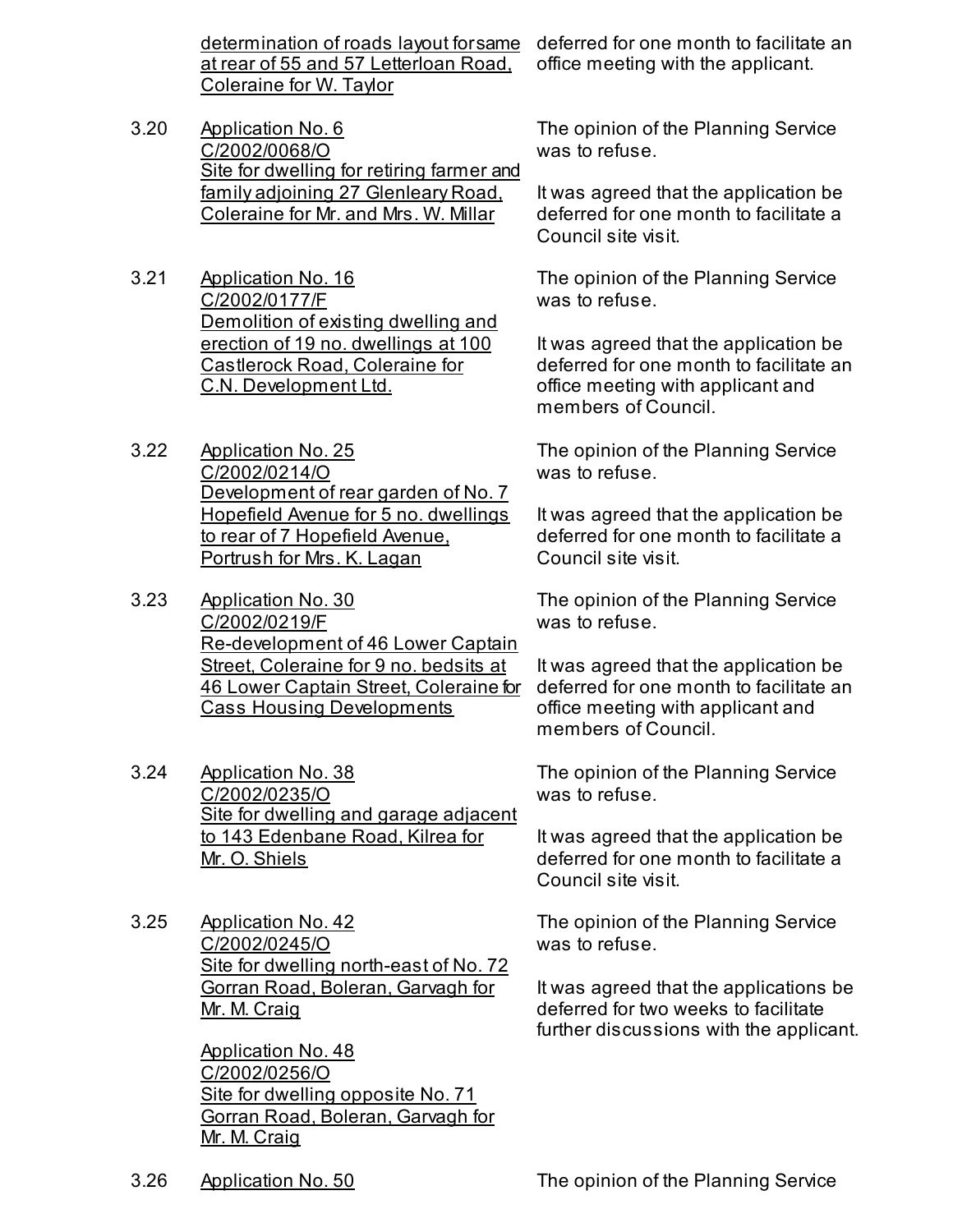determination of roads layout for same at rear of 55 and 57 Letterloan Road, Coleraine for W. Taylor — deferred for one month to facilitate an office meeting with the applicant.

3.20 Application No. 6
C/2002/0068/O
Site for dwelling for retiring farmer and family adjoining 27 Glenleary Road, Coleraine for Mr. and Mrs. W. Millar

The opinion of the Planning Service was to refuse.

It was agreed that the application be deferred for one month to facilitate a Council site visit.

3.21 Application No. 16
C/2002/0177/F
Demolition of existing dwelling and erection of 19 no. dwellings at 100 Castlerock Road, Coleraine for C.N. Development Ltd.

The opinion of the Planning Service was to refuse.

It was agreed that the application be deferred for one month to facilitate an office meeting with applicant and members of Council.

3.22 Application No. 25
C/2002/0214/O
Development of rear garden of No. 7 Hopefield Avenue for 5 no. dwellings to rear of 7 Hopefield Avenue, Portrush for Mrs. K. Lagan

The opinion of the Planning Service was to refuse.

It was agreed that the application be deferred for one month to facilitate a Council site visit.

3.23 Application No. 30
C/2002/0219/F
Re-development of 46 Lower Captain Street, Coleraine for 9 no. bedsits at 46 Lower Captain Street, Coleraine for Cass Housing Developments

The opinion of the Planning Service was to refuse.

It was agreed that the application be deferred for one month to facilitate an office meeting with applicant and members of Council.

3.24 Application No. 38
C/2002/0235/O
Site for dwelling and garage adjacent to 143 Edenbane Road, Kilrea for Mr. O. Shiels

The opinion of the Planning Service was to refuse.

It was agreed that the application be deferred for one month to facilitate a Council site visit.

3.25 Application No. 42
C/2002/0245/O
Site for dwelling north-east of No. 72 Gorran Road, Boleran, Garvagh for Mr. M. Craig

Application No. 48
C/2002/0256/O
Site for dwelling opposite No. 71 Gorran Road, Boleran, Garvagh for Mr. M. Craig

The opinion of the Planning Service was to refuse.

It was agreed that the applications be deferred for two weeks to facilitate further discussions with the applicant.

3.26 Application No. 50

The opinion of the Planning Service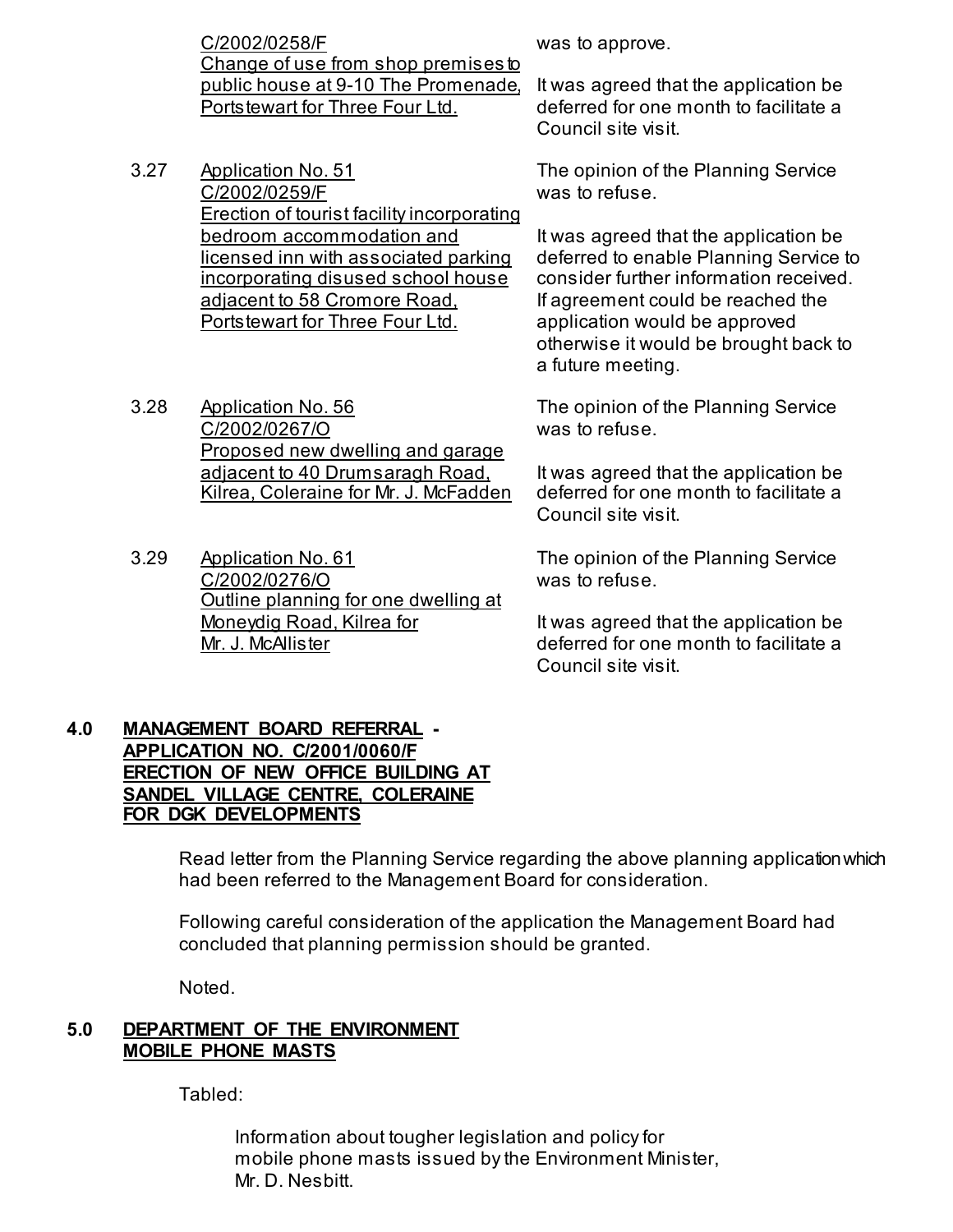| | | |
|---|---|---|
| | C/2002/0258/F<br>Change of use from shop premises to public house at 9-10 The Promenade, Portstewart for Three Four Ltd. | was to approve.<br><br>It was agreed that the application be deferred for one month to facilitate a Council site visit. |
| 3.27 | Application No. 51<br>C/2002/0259/F<br>Erection of tourist facility incorporating bedroom accommodation and licensed inn with associated parking incorporating disused school house adjacent to 58 Cromore Road, Portstewart for Three Four Ltd. | The opinion of the Planning Service was to refuse.<br><br>It was agreed that the application be deferred to enable Planning Service to consider further information received. If agreement could be reached the application would be approved otherwise it would be brought back to a future meeting. |
| 3.28 | Application No. 56<br>C/2002/0267/O<br>Proposed new dwelling and garage adjacent to 40 Drumsaragh Road, Kilrea, Coleraine for Mr. J. McFadden | The opinion of the Planning Service was to refuse.<br><br>It was agreed that the application be deferred for one month to facilitate a Council site visit. |
| 3.29 | Application No. 61<br>C/2002/0276/O<br>Outline planning for one dwelling at Moneydig Road, Kilrea for Mr. J. McAllister | The opinion of the Planning Service was to refuse.<br><br>It was agreed that the application be deferred for one month to facilitate a Council site visit. |

**4.0 MANAGEMENT BOARD REFERRAL - APPLICATION NO. C/2001/0060/F ERECTION OF NEW OFFICE BUILDING AT SANDEL VILLAGE CENTRE, COLERAINE FOR DGK DEVELOPMENTS**

Read letter from the Planning Service regarding the above planning application which had been referred to the Management Board for consideration.

Following careful consideration of the application the Management Board had concluded that planning permission should be granted.

Noted.

**5.0 DEPARTMENT OF THE ENVIRONMENT MOBILE PHONE MASTS**

Tabled:

Information about tougher legislation and policy for mobile phone masts issued by the Environment Minister, Mr. D. Nesbitt.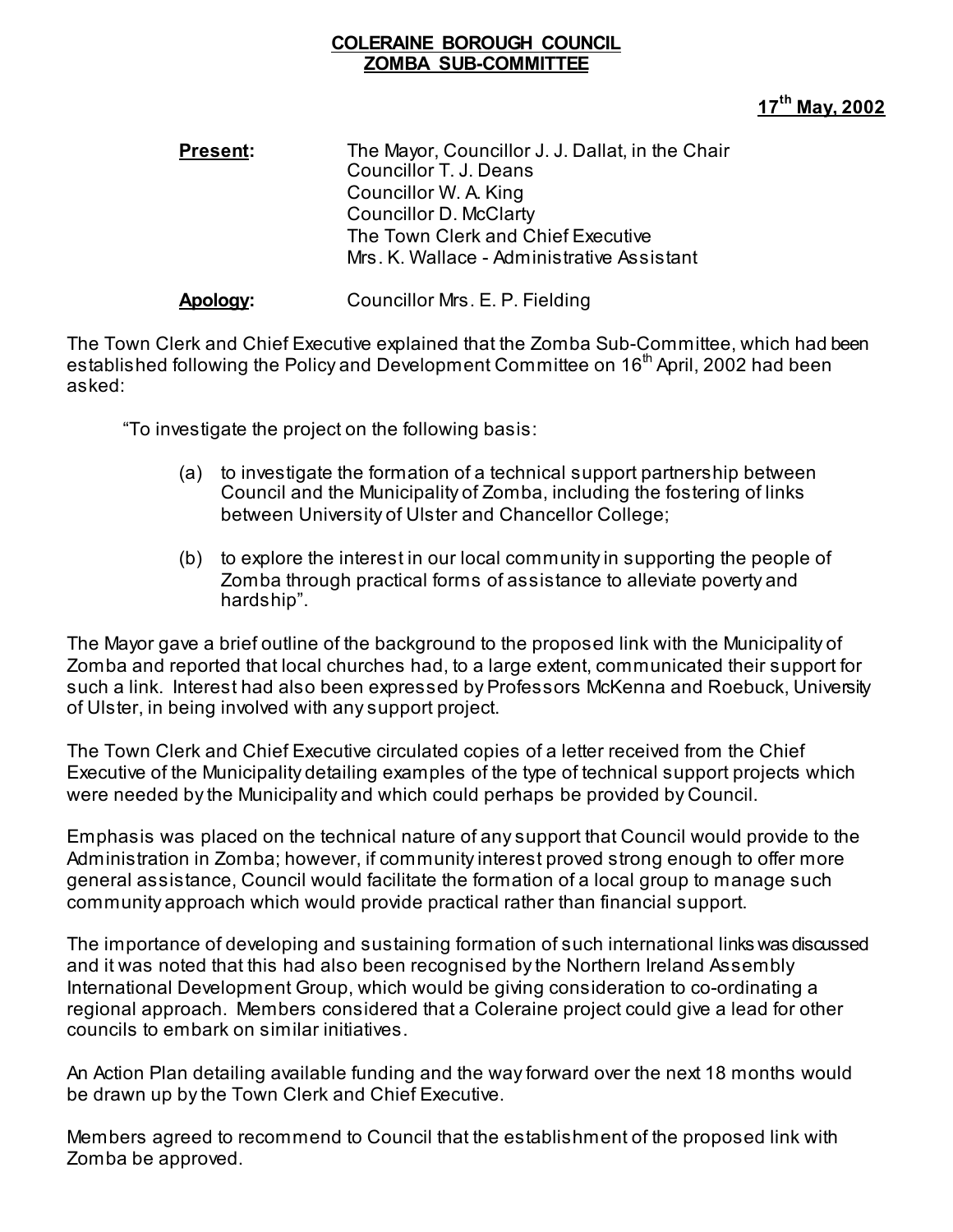**COLERAINE BOROUGH COUNCIL**
**ZOMBA SUB-COMMITTEE**

**17th May, 2002**

**Present:** The Mayor, Councillor J. J. Dallat, in the Chair
Councillor T. J. Deans
Councillor W. A. King
Councillor D. McClarty
The Town Clerk and Chief Executive
Mrs. K. Wallace - Administrative Assistant

**Apology:** Councillor Mrs. E. P. Fielding

The Town Clerk and Chief Executive explained that the Zomba Sub-Committee, which had been established following the Policy and Development Committee on 16th April, 2002 had been asked:

"To investigate the project on the following basis:

(a) to investigate the formation of a technical support partnership between Council and the Municipality of Zomba, including the fostering of links between University of Ulster and Chancellor College;

(b) to explore the interest in our local community in supporting the people of Zomba through practical forms of assistance to alleviate poverty and hardship".

The Mayor gave a brief outline of the background to the proposed link with the Municipality of Zomba and reported that local churches had, to a large extent, communicated their support for such a link. Interest had also been expressed by Professors McKenna and Roebuck, University of Ulster, in being involved with any support project.

The Town Clerk and Chief Executive circulated copies of a letter received from the Chief Executive of the Municipality detailing examples of the type of technical support projects which were needed by the Municipality and which could perhaps be provided by Council.

Emphasis was placed on the technical nature of any support that Council would provide to the Administration in Zomba; however, if community interest proved strong enough to offer more general assistance, Council would facilitate the formation of a local group to manage such community approach which would provide practical rather than financial support.

The importance of developing and sustaining formation of such international links was discussed and it was noted that this had also been recognised by the Northern Ireland Assembly International Development Group, which would be giving consideration to co-ordinating a regional approach. Members considered that a Coleraine project could give a lead for other councils to embark on similar initiatives.

An Action Plan detailing available funding and the way forward over the next 18 months would be drawn up by the Town Clerk and Chief Executive.

Members agreed to recommend to Council that the establishment of the proposed link with Zomba be approved.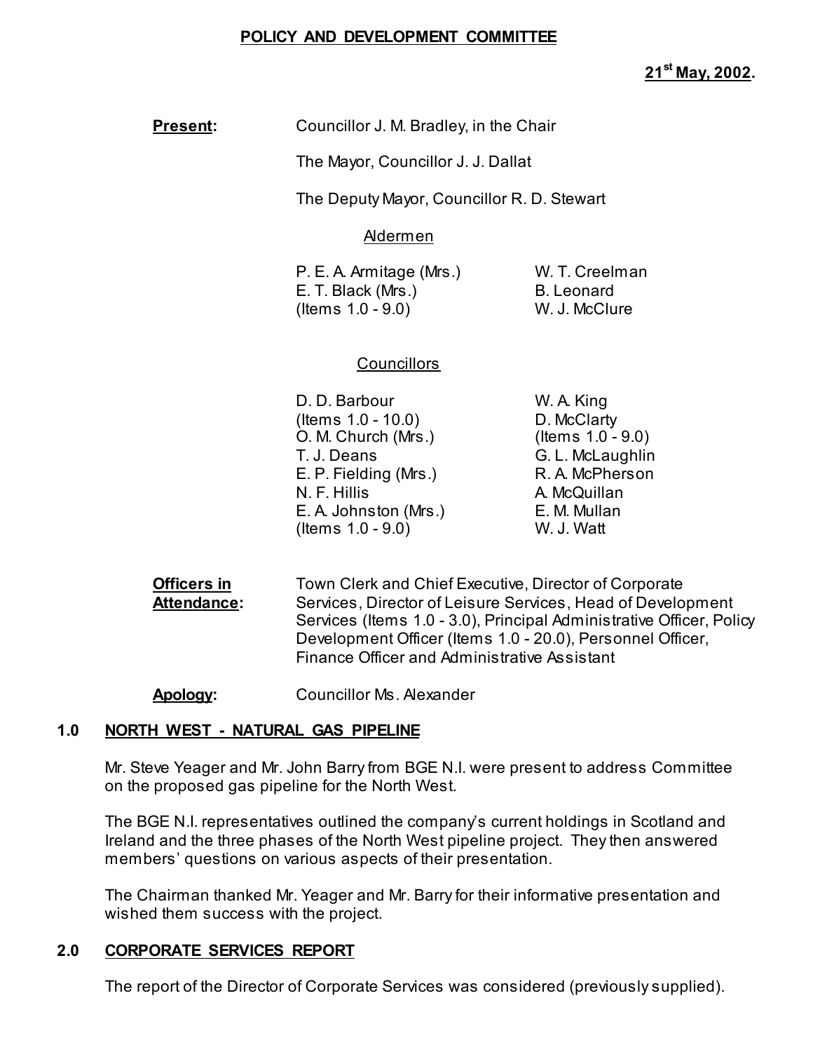**POLICY AND DEVELOPMENT COMMITTEE**

**21st May, 2002.**

**Present:** Councillor J. M. Bradley, in the Chair

The Mayor, Councillor J. J. Dallat

The Deputy Mayor, Councillor R. D. Stewart

Aldermen

P. E. A. Armitage (Mrs.)
E. T. Black (Mrs.) (Items 1.0 - 9.0)
W. T. Creelman
B. Leonard
W. J. McClure

Councillors

D. D. Barbour (Items 1.0 - 10.0)
O. M. Church (Mrs.)
T. J. Deans
E. P. Fielding (Mrs.)
N. F. Hillis
E. A. Johnston (Mrs.) (Items 1.0 - 9.0)
W. A. King
D. McClarty (Items 1.0 - 9.0)
G. L. McLaughlin
R. A. McPherson
A. McQuillan
E. M. Mullan
W. J. Watt

**Officers in Attendance:** Town Clerk and Chief Executive, Director of Corporate Services, Director of Leisure Services, Head of Development Services (Items 1.0 - 3.0), Principal Administrative Officer, Policy Development Officer (Items 1.0 - 20.0), Personnel Officer, Finance Officer and Administrative Assistant

**Apology:** Councillor Ms. Alexander

## 1.0 NORTH WEST - NATURAL GAS PIPELINE

Mr. Steve Yeager and Mr. John Barry from BGE N.I. were present to address Committee on the proposed gas pipeline for the North West.

The BGE N.I. representatives outlined the company's current holdings in Scotland and Ireland and the three phases of the North West pipeline project. They then answered members' questions on various aspects of their presentation.

The Chairman thanked Mr. Yeager and Mr. Barry for their informative presentation and wished them success with the project.

## 2.0 CORPORATE SERVICES REPORT

The report of the Director of Corporate Services was considered (previously supplied).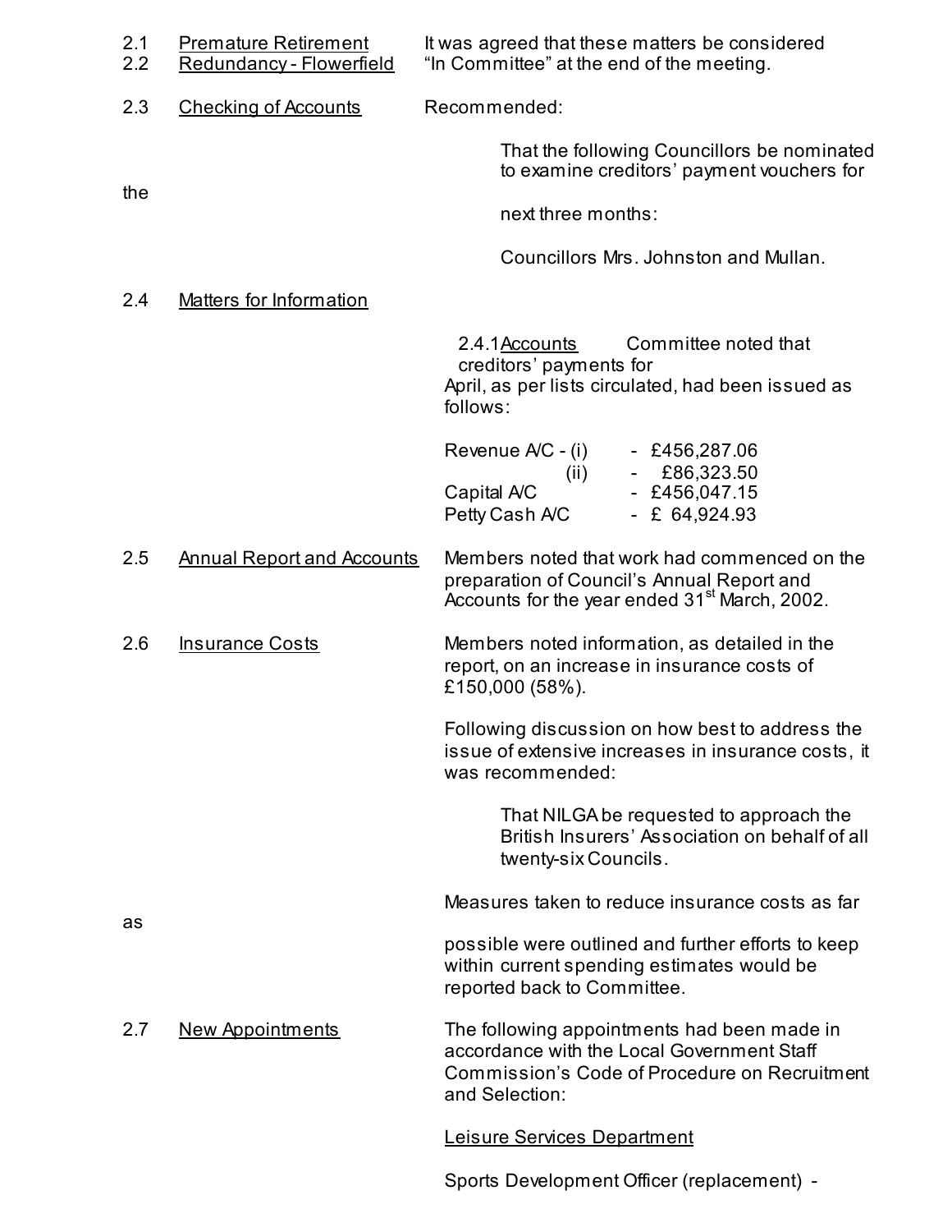2.1 Premature Retirement
2.2 Redundancy - Flowerfield

It was agreed that these matters be considered "In Committee" at the end of the meeting.

2.3 Checking of Accounts

Recommended:

> That the following Councillors be nominated to examine creditors' payment vouchers for the next three months:
>
> Councillors Mrs. Johnston and Mullan.

2.4 Matters for Information

2.4.1 Accounts

Committee noted that creditors' payments for April, as per lists circulated, had been issued as follows:

| | | |
|---|---|---|
| Revenue A/C - (i) | - | £456,287.06 |
| (ii) | - | £86,323.50 |
| Capital A/C | - | £456,047.15 |
| Petty Cash A/C | - | £ 64,924.93 |

2.5 Annual Report and Accounts

Members noted that work had commenced on the preparation of Council's Annual Report and Accounts for the year ended 31st March, 2002.

2.6 Insurance Costs

Members noted information, as detailed in the report, on an increase in insurance costs of £150,000 (58%).

Following discussion on how best to address the issue of extensive increases in insurance costs, it was recommended:

> That NILGA be requested to approach the British Insurers' Association on behalf of all twenty-six Councils.

Measures taken to reduce insurance costs as far as possible were outlined and further efforts to keep within current spending estimates would be reported back to Committee.

2.7 New Appointments

The following appointments had been made in accordance with the Local Government Staff Commission's Code of Procedure on Recruitment and Selection:

Leisure Services Department

Sports Development Officer (replacement) -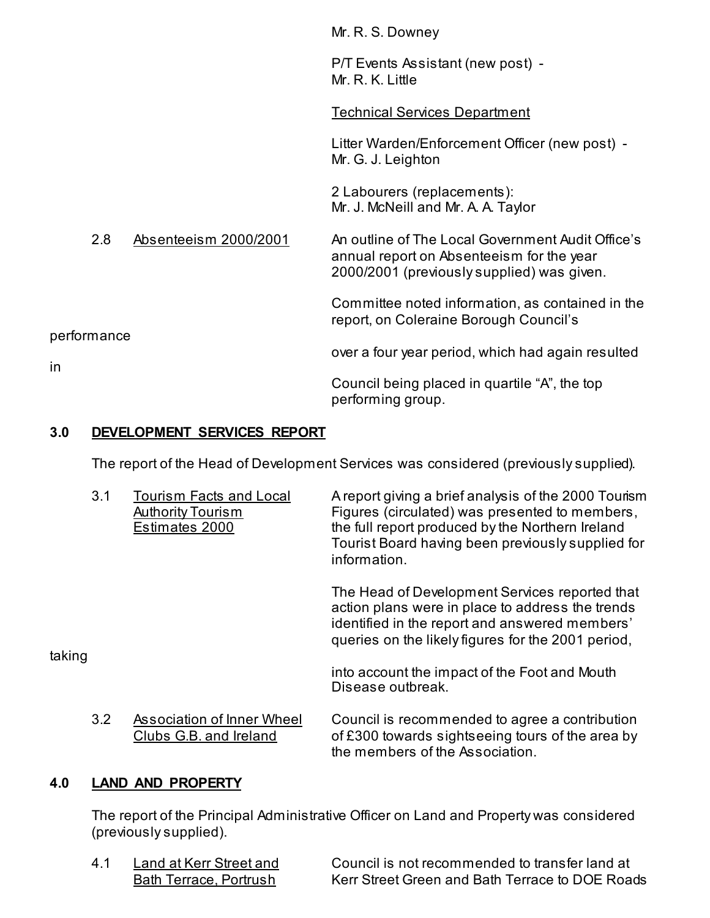Mr. R. S. Downey

P/T Events Assistant (new post) - Mr. R. K. Little

Technical Services Department

Litter Warden/Enforcement Officer (new post) - Mr. G. J. Leighton

2 Labourers (replacements): Mr. J. McNeill and Mr. A. A. Taylor

2.8 Absenteeism 2000/2001

An outline of The Local Government Audit Office's annual report on Absenteeism for the year 2000/2001 (previously supplied) was given.

Committee noted information, as contained in the report, on Coleraine Borough Council's performance over a four year period, which had again resulted in Council being placed in quartile "A", the top performing group.

## 3.0 DEVELOPMENT SERVICES REPORT

The report of the Head of Development Services was considered (previously supplied).

3.1 Tourism Facts and Local Authority Tourism Estimates 2000

A report giving a brief analysis of the 2000 Tourism Figures (circulated) was presented to members, the full report produced by the Northern Ireland Tourist Board having been previously supplied for information.

The Head of Development Services reported that action plans were in place to address the trends identified in the report and answered members' queries on the likely figures for the 2001 period, taking into account the impact of the Foot and Mouth Disease outbreak.

3.2 Association of Inner Wheel Clubs G.B. and Ireland

Council is recommended to agree a contribution of £300 towards sightseeing tours of the area by the members of the Association.

## 4.0 LAND AND PROPERTY

The report of the Principal Administrative Officer on Land and Property was considered (previously supplied).

4.1 Land at Kerr Street and Bath Terrace, Portrush

Council is not recommended to transfer land at Kerr Street Green and Bath Terrace to DOE Roads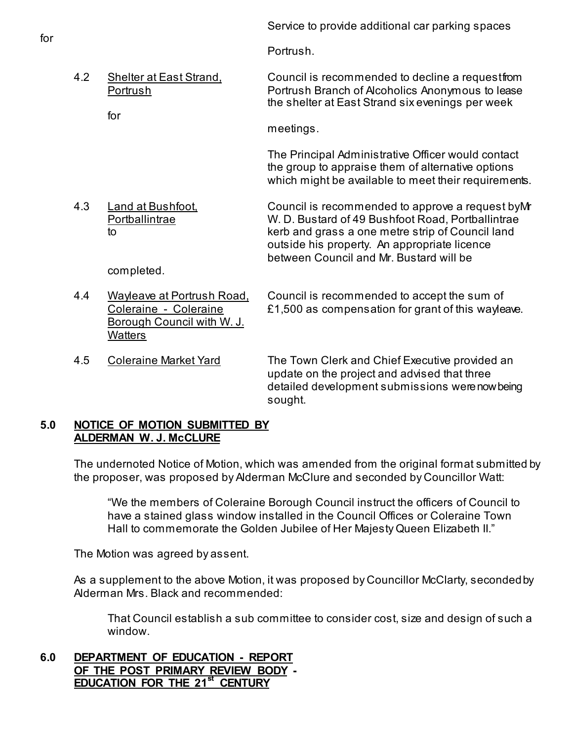for Service to provide additional car parking spaces Portrush.

| | | |
|---|---|---|
| 4.2 | Shelter at East Strand, Portrush for | Council is recommended to decline a request from Portrush Branch of Alcoholics Anonymous to lease the shelter at East Strand six evenings per week meetings.<br><br>The Principal Administrative Officer would contact the group to appraise them of alternative options which might be available to meet their requirements. |
| 4.3 | Land at Bushfoot, Portballintrae to | Council is recommended to approve a request by Mr W. D. Bustard of 49 Bushfoot Road, Portballintrae kerb and grass a one metre strip of Council land outside his property. An appropriate licence between Council and Mr. Bustard will be completed. |
| 4.4 | Wayleave at Portrush Road, Coleraine - Coleraine Borough Council with W. J. Watters | Council is recommended to accept the sum of £1,500 as compensation for grant of this wayleave. |
| 4.5 | Coleraine Market Yard | The Town Clerk and Chief Executive provided an update on the project and advised that three detailed development submissions were now being sought. |

**5.0 NOTICE OF MOTION SUBMITTED BY ALDERMAN W. J. McCLURE**

The undernoted Notice of Motion, which was amended from the original format submitted by the proposer, was proposed by Alderman McClure and seconded by Councillor Watt:

> "We the members of Coleraine Borough Council instruct the officers of Council to have a stained glass window installed in the Council Offices or Coleraine Town Hall to commemorate the Golden Jubilee of Her Majesty Queen Elizabeth II."

The Motion was agreed by assent.

As a supplement to the above Motion, it was proposed by Councillor McClarty, seconded by Alderman Mrs. Black and recommended:

> That Council establish a sub committee to consider cost, size and design of such a window.

**6.0 DEPARTMENT OF EDUCATION - REPORT OF THE POST PRIMARY REVIEW BODY - EDUCATION FOR THE 21st CENTURY**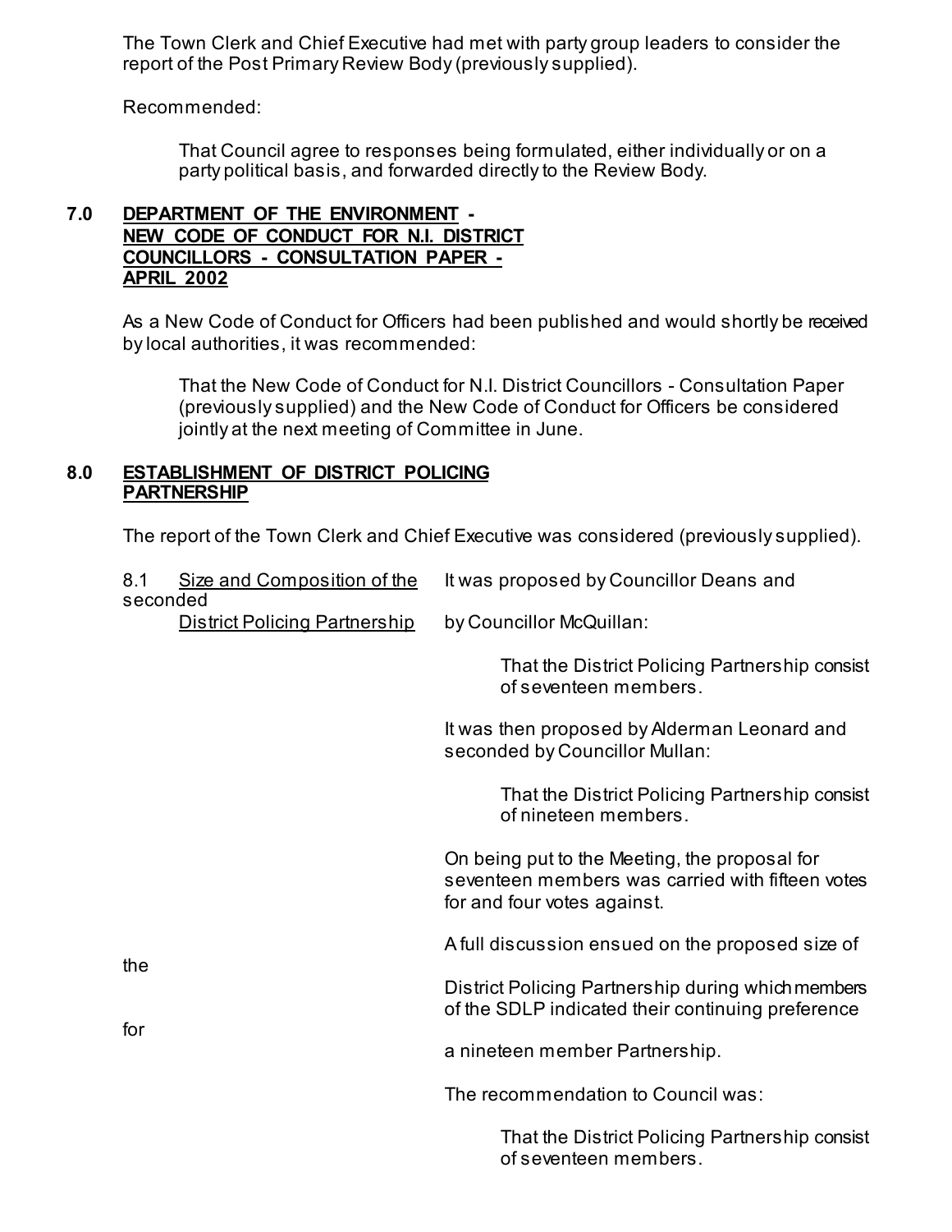The Town Clerk and Chief Executive had met with party group leaders to consider the report of the Post Primary Review Body (previously supplied).

Recommended:

> That Council agree to responses being formulated, either individually or on a party political basis, and forwarded directly to the Review Body.

## 7.0 DEPARTMENT OF THE ENVIRONMENT - NEW CODE OF CONDUCT FOR N.I. DISTRICT COUNCILLORS - CONSULTATION PAPER - APRIL 2002

As a New Code of Conduct for Officers had been published and would shortly be received by local authorities, it was recommended:

> That the New Code of Conduct for N.I. District Councillors - Consultation Paper (previously supplied) and the New Code of Conduct for Officers be considered jointly at the next meeting of Committee in June.

## 8.0 ESTABLISHMENT OF DISTRICT POLICING PARTNERSHIP

The report of the Town Clerk and Chief Executive was considered (previously supplied).

**8.1 Size and Composition of the District Policing Partnership**

It was proposed by Councillor Deans and seconded by Councillor McQuillan:

> That the District Policing Partnership consist of seventeen members.

It was then proposed by Alderman Leonard and seconded by Councillor Mullan:

> That the District Policing Partnership consist of nineteen members.

On being put to the Meeting, the proposal for seventeen members was carried with fifteen votes for and four votes against.

A full discussion ensued on the proposed size of the District Policing Partnership during which members of the SDLP indicated their continuing preference for a nineteen member Partnership.

The recommendation to Council was:

> That the District Policing Partnership consist of seventeen members.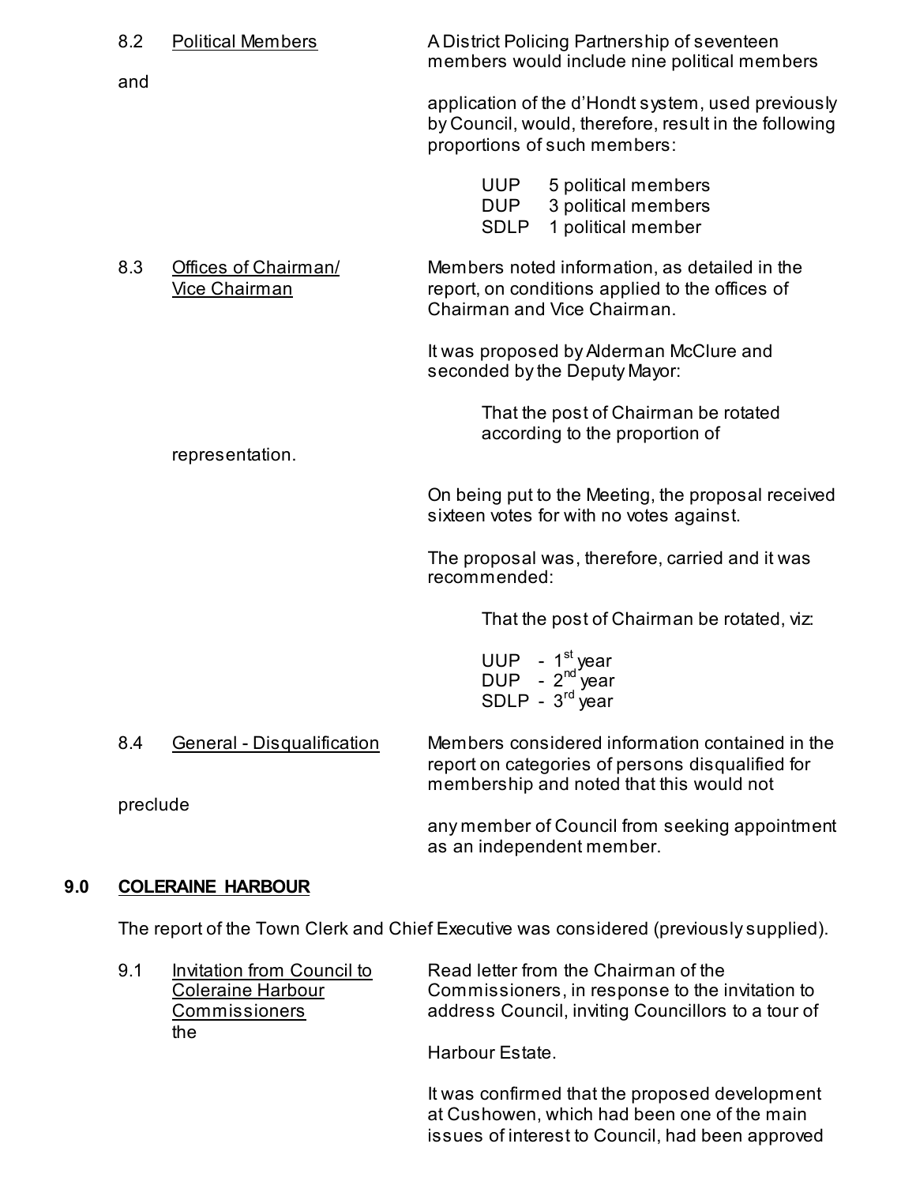8.2 Political Members

A District Policing Partnership of seventeen members would include nine political members and application of the d'Hondt system, used previously by Council, would, therefore, result in the following proportions of such members:

UUP 5 political members
DUP 3 political members
SDLP 1 political member

8.3 Offices of Chairman/ Vice Chairman

Members noted information, as detailed in the report, on conditions applied to the offices of Chairman and Vice Chairman.

It was proposed by Alderman McClure and seconded by the Deputy Mayor:

> That the post of Chairman be rotated according to the proportion of representation.

On being put to the Meeting, the proposal received sixteen votes for with no votes against.

The proposal was, therefore, carried and it was recommended:

> That the post of Chairman be rotated, viz:
>
> UUP - 1st year
> DUP - 2nd year
> SDLP - 3rd year

8.4 General - Disqualification

Members considered information contained in the report on categories of persons disqualified for membership and noted that this would not preclude any member of Council from seeking appointment as an independent member.

## 9.0 COLERAINE HARBOUR

The report of the Town Clerk and Chief Executive was considered (previously supplied).

9.1 Invitation from Council to Coleraine Harbour Commissioners

Read letter from the Chairman of the Commissioners, in response to the invitation to address Council, inviting Councillors to a tour of the Harbour Estate.

It was confirmed that the proposed development at Cushowen, which had been one of the main issues of interest to Council, had been approved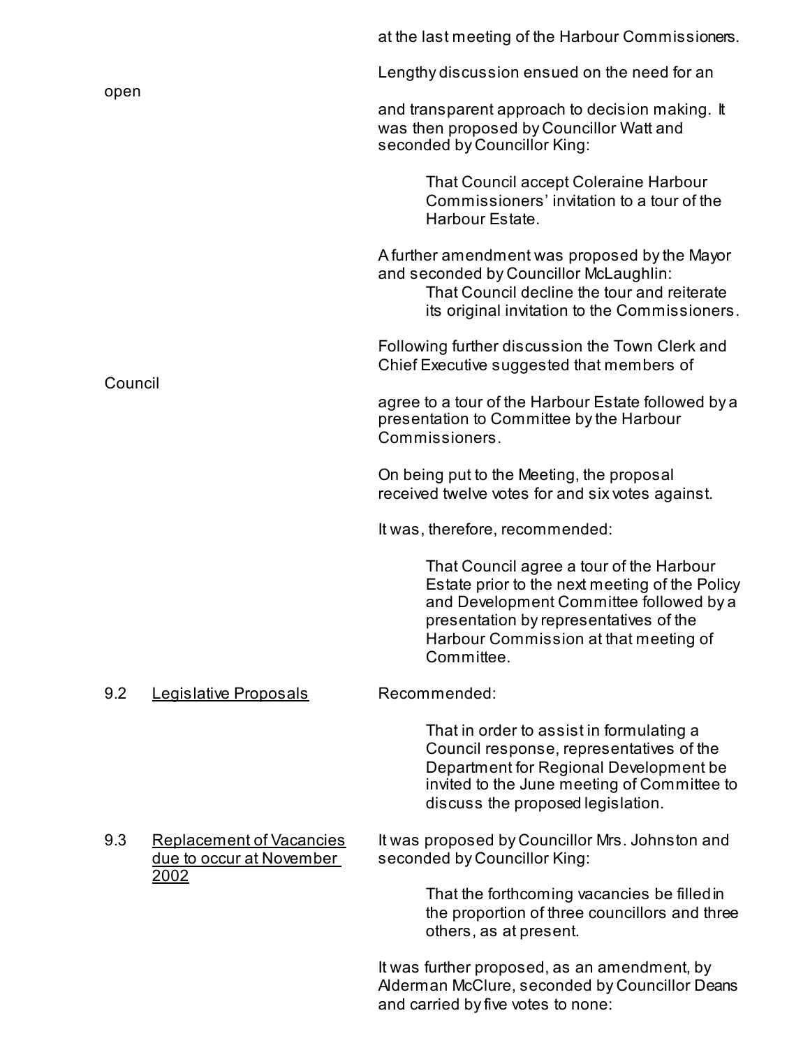at the last meeting of the Harbour Commissioners.

Lengthy discussion ensued on the need for an open and transparent approach to decision making. It was then proposed by Councillor Watt and seconded by Councillor King:

> That Council accept Coleraine Harbour Commissioners' invitation to a tour of the Harbour Estate.

A further amendment was proposed by the Mayor and seconded by Councillor McLaughlin:

> That Council decline the tour and reiterate its original invitation to the Commissioners.

Following further discussion the Town Clerk and Chief Executive suggested that members of Council agree to a tour of the Harbour Estate followed by a presentation to Committee by the Harbour Commissioners.

On being put to the Meeting, the proposal received twelve votes for and six votes against.

It was, therefore, recommended:

> That Council agree a tour of the Harbour Estate prior to the next meeting of the Policy and Development Committee followed by a presentation by representatives of the Harbour Commission at that meeting of Committee.

**9.2 Legislative Proposals**

Recommended:

> That in order to assist in formulating a Council response, representatives of the Department for Regional Development be invited to the June meeting of Committee to discuss the proposed legislation.

**9.3 Replacement of Vacancies due to occur at November 2002**

It was proposed by Councillor Mrs. Johnston and seconded by Councillor King:

> That the forthcoming vacancies be filled in the proportion of three councillors and three others, as at present.

It was further proposed, as an amendment, by Alderman McClure, seconded by Councillor Deans and carried by five votes to none: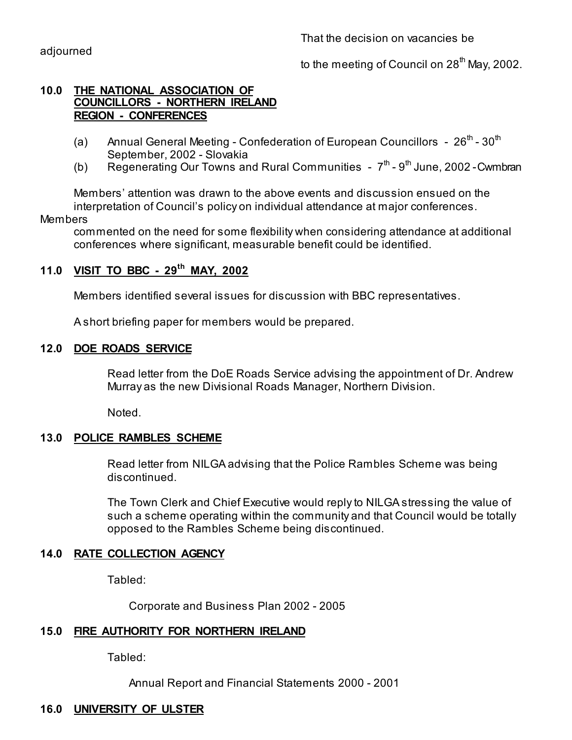That the decision on vacancies be adjourned to the meeting of Council on 28th May, 2002.

**10.0 THE NATIONAL ASSOCIATION OF COUNCILLORS - NORTHERN IRELAND REGION - CONFERENCES**

(a) Annual General Meeting - Confederation of European Councillors - 26th - 30th September, 2002 - Slovakia
(b) Regenerating Our Towns and Rural Communities - 7th - 9th June, 2002 - Cwmbran

Members' attention was drawn to the above events and discussion ensued on the interpretation of Council's policy on individual attendance at major conferences. Members commented on the need for some flexibility when considering attendance at additional conferences where significant, measurable benefit could be identified.

**11.0 VISIT TO BBC - 29th MAY, 2002**

Members identified several issues for discussion with BBC representatives.

A short briefing paper for members would be prepared.

**12.0 DOE ROADS SERVICE**

Read letter from the DoE Roads Service advising the appointment of Dr. Andrew Murray as the new Divisional Roads Manager, Northern Division.

Noted.

**13.0 POLICE RAMBLES SCHEME**

Read letter from NILGA advising that the Police Rambles Scheme was being discontinued.

The Town Clerk and Chief Executive would reply to NILGA stressing the value of such a scheme operating within the community and that Council would be totally opposed to the Rambles Scheme being discontinued.

**14.0 RATE COLLECTION AGENCY**

Tabled:

Corporate and Business Plan 2002 - 2005

**15.0 FIRE AUTHORITY FOR NORTHERN IRELAND**

Tabled:

Annual Report and Financial Statements 2000 - 2001

**16.0 UNIVERSITY OF ULSTER**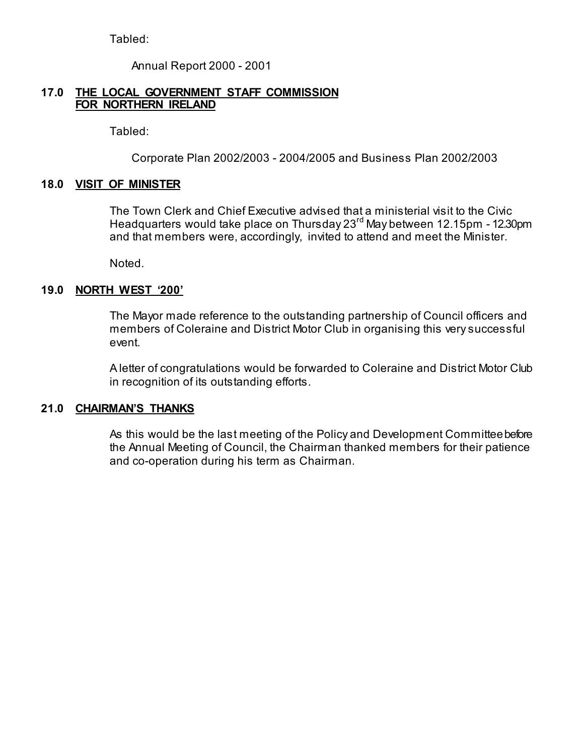Tabled:

Annual Report 2000 - 2001

## 17.0 THE LOCAL GOVERNMENT STAFF COMMISSION FOR NORTHERN IRELAND

Tabled:

Corporate Plan 2002/2003 - 2004/2005 and Business Plan 2002/2003

## 18.0 VISIT OF MINISTER

The Town Clerk and Chief Executive advised that a ministerial visit to the Civic Headquarters would take place on Thursday 23rd May between 12.15pm - 12.30pm and that members were, accordingly, invited to attend and meet the Minister.

Noted.

## 19.0 NORTH WEST '200'

The Mayor made reference to the outstanding partnership of Council officers and members of Coleraine and District Motor Club in organising this very successful event.

A letter of congratulations would be forwarded to Coleraine and District Motor Club in recognition of its outstanding efforts.

## 21.0 CHAIRMAN'S THANKS

As this would be the last meeting of the Policy and Development Committee before the Annual Meeting of Council, the Chairman thanked members for their patience and co-operation during his term as Chairman.